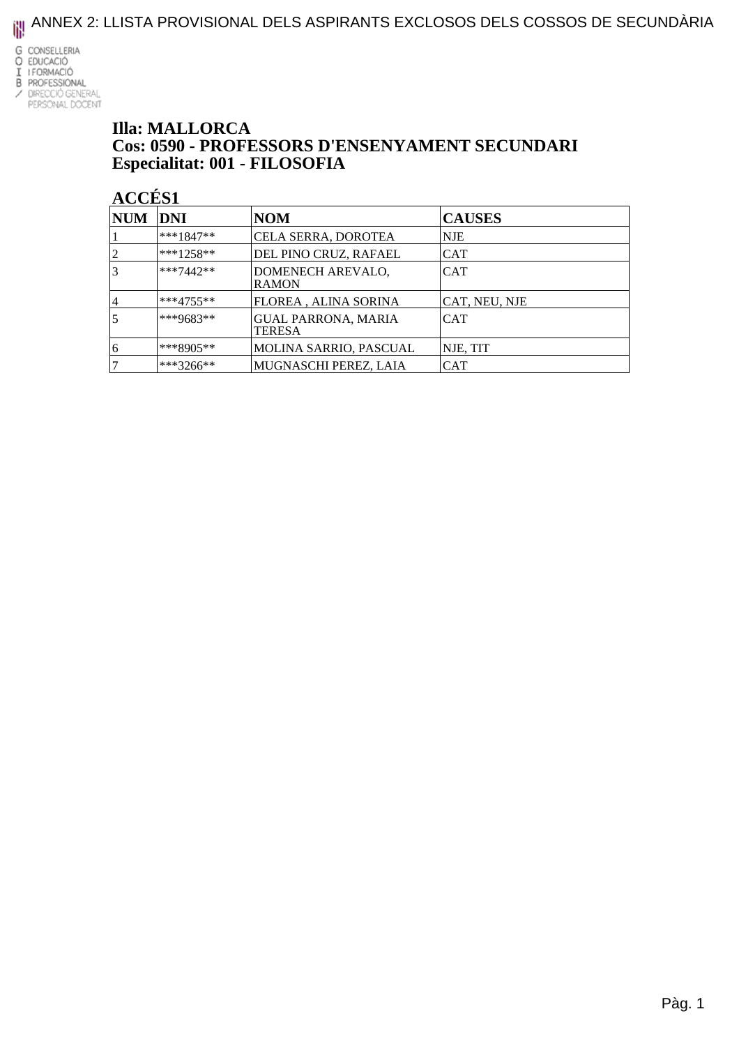# ANNEX 2: LLISTA PROVISIONAL DELS ASPIRANTS EXCLOSOS DELS COSSOS DE SECUNDÀRIA

CONSELLERIA EDUCACIÓ I FORMACIÓ PROFESSIONAL / DIRECCIÓ GENERAL PERSONAL DOCENT

## Illa: MALLORCA
## Cos: 0590 - PROFESSORS D'ENSENYAMENT SECUNDARI
## Especialitat: 001 - FILOSOFIA

### ACCÉS1

| NUM | DNI | NOM | CAUSES |
|---|---|---|---|
| 1 | ***1847** | CELA SERRA, DOROTEA | NJE |
| 2 | ***1258** | DEL PINO CRUZ, RAFAEL | CAT |
| 3 | ***7442** | DOMENECH AREVALO, RAMON | CAT |
| 4 | ***4755** | FLOREA , ALINA SORINA | CAT, NEU, NJE |
| 5 | ***9683** | GUAL PARRONA, MARIA TERESA | CAT |
| 6 | ***8905** | MOLINA SARRIO, PASCUAL | NJE, TIT |
| 7 | ***3266** | MUGNASCHI PEREZ, LAIA | CAT |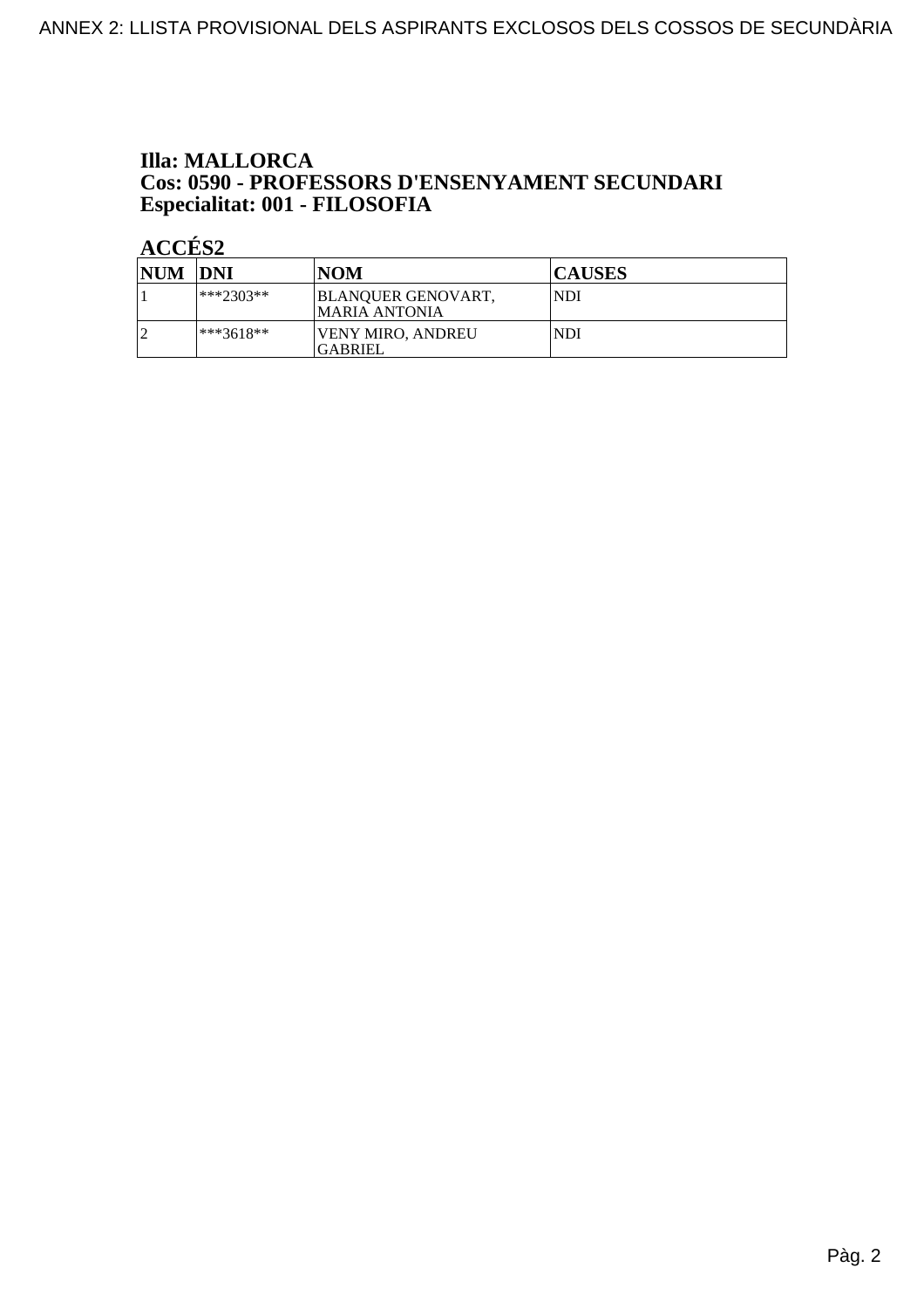**Illa: MALLORCA**
**Cos: 0590 - PROFESSORS D'ENSENYAMENT SECUNDARI**
**Especialitat: 001 - FILOSOFIA**

**ACCÉS2**

| NUM | DNI | NOM | CAUSES |
|---|---|---|---|
| 1 | ***2303** | BLANQUER GENOVART, MARIA ANTONIA | NDI |
| 2 | ***3618** | VENY MIRO, ANDREU GABRIEL | NDI |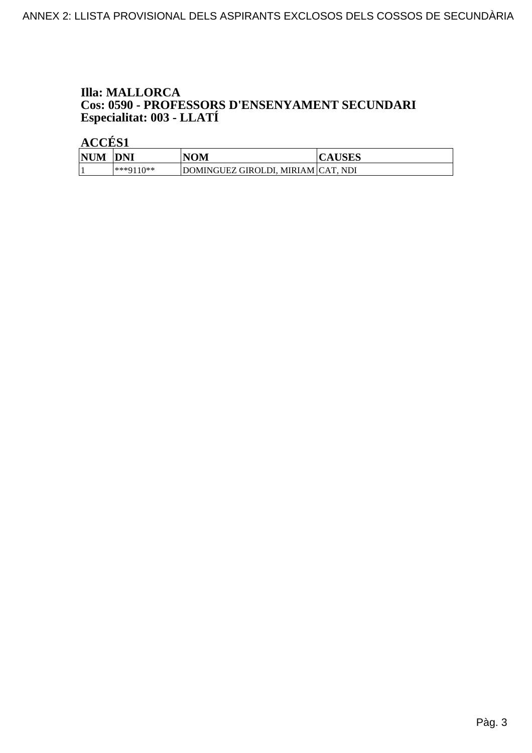**Illa: MALLORCA**
**Cos: 0590 - PROFESSORS D'ENSENYAMENT SECUNDARI**
**Especialitat: 003 - LLATÍ**

**ACCÉS1**

| NUM | DNI | NOM | CAUSES |
|---|---|---|---|
| 1 | ***9110** | DOMINGUEZ GIROLDI, MIRIAM | CAT, NDI |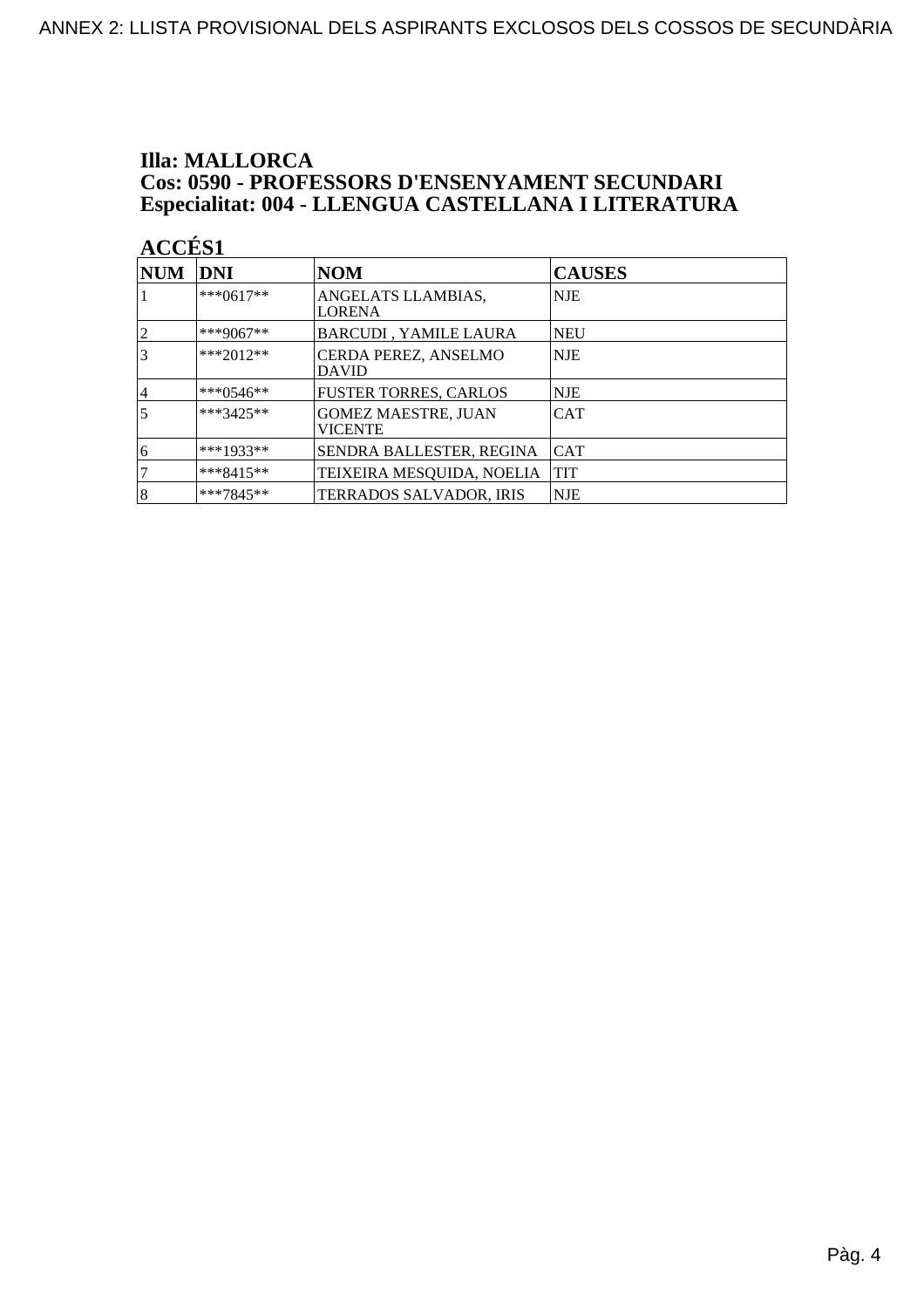## Illa: MALLORCA
## Cos: 0590 - PROFESSORS D'ENSENYAMENT SECUNDARI
## Especialitat: 004 - LLENGUA CASTELLANA I LITERATURA

### ACCÉS1

| NUM | DNI | NOM | CAUSES |
|---|---|---|---|
| 1 | ***0617** | ANGELATS LLAMBIAS, LORENA | NJE |
| 2 | ***9067** | BARCUDI , YAMILE LAURA | NEU |
| 3 | ***2012** | CERDA PEREZ, ANSELMO DAVID | NJE |
| 4 | ***0546** | FUSTER TORRES, CARLOS | NJE |
| 5 | ***3425** | GOMEZ MAESTRE, JUAN VICENTE | CAT |
| 6 | ***1933** | SENDRA BALLESTER, REGINA | CAT |
| 7 | ***8415** | TEIXEIRA MESQUIDA, NOELIA | TIT |
| 8 | ***7845** | TERRADOS SALVADOR, IRIS | NJE |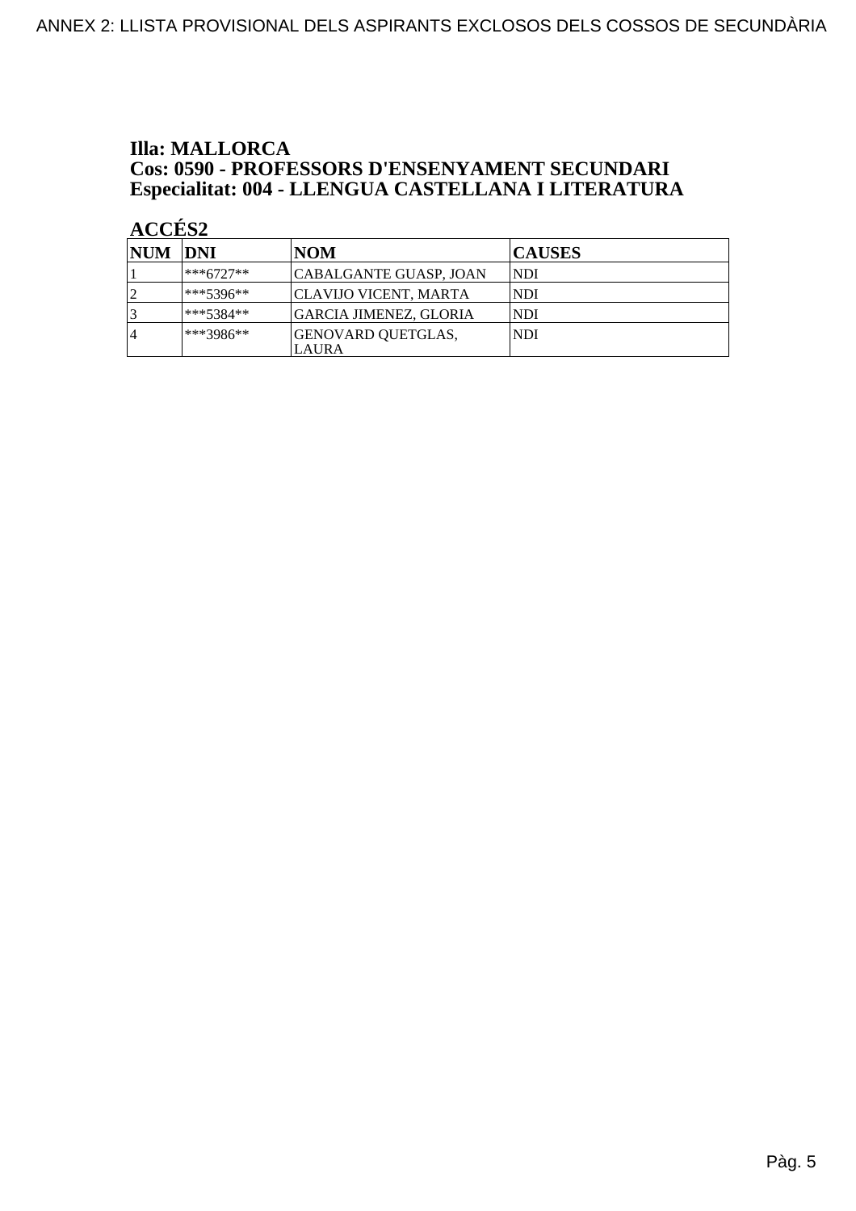**Illa: MALLORCA**
**Cos: 0590 - PROFESSORS D'ENSENYAMENT SECUNDARI**
**Especialitat: 004 - LLENGUA CASTELLANA I LITERATURA**

**ACCÉS2**

| NUM | DNI | NOM | CAUSES |
|---|---|---|---|
| 1 | ***6727** | CABALGANTE GUASP, JOAN | NDI |
| 2 | ***5396** | CLAVIJO VICENT, MARTA | NDI |
| 3 | ***5384** | GARCIA JIMENEZ, GLORIA | NDI |
| 4 | ***3986** | GENOVARD QUETGLAS, LAURA | NDI |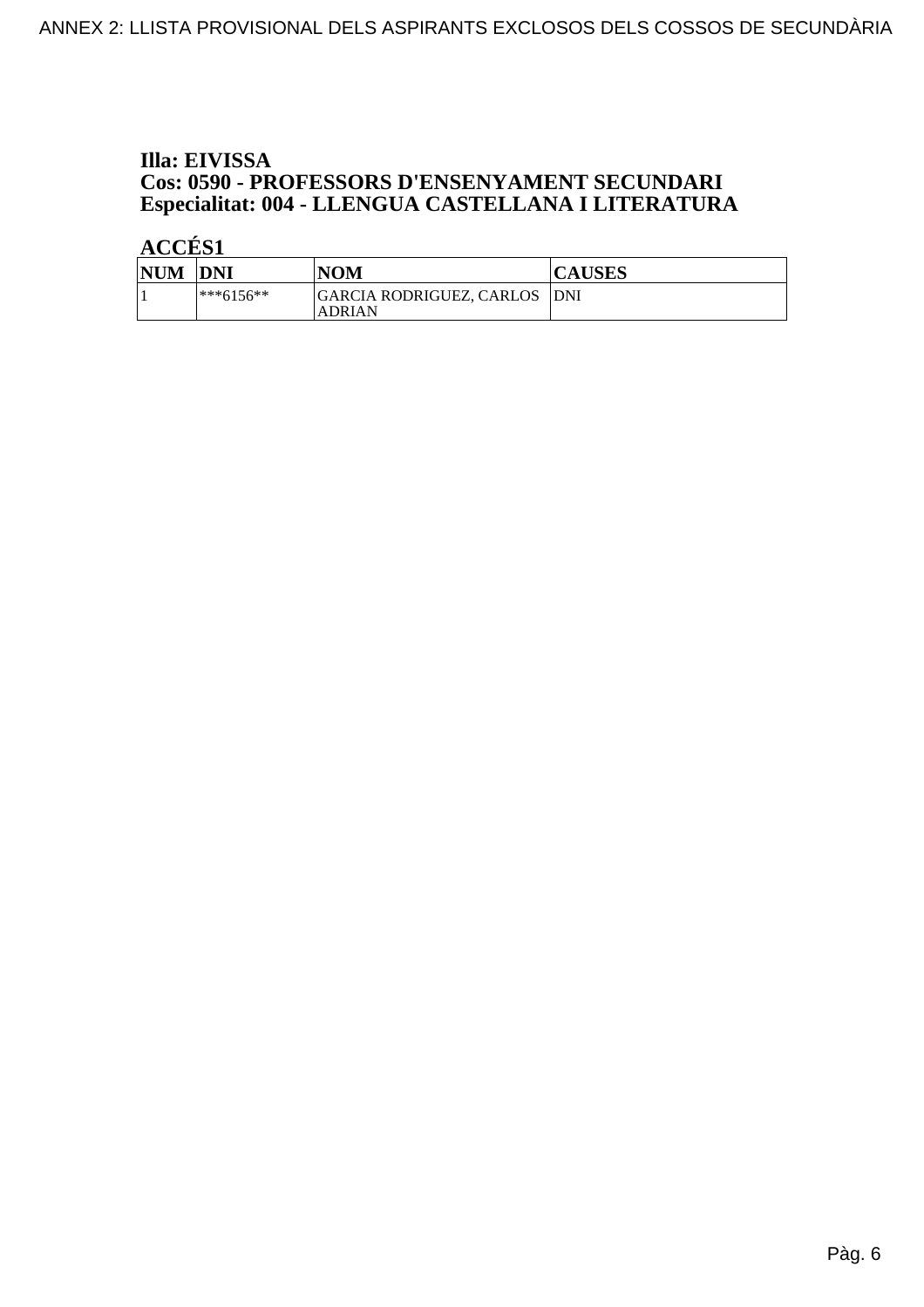**Illa: EIVISSA**
**Cos: 0590 - PROFESSORS D'ENSENYAMENT SECUNDARI**
**Especialitat: 004 - LLENGUA CASTELLANA I LITERATURA**

**ACCÉS1**

| NUM | DNI | NOM | CAUSES |
|---|---|---|---|
| 1 | ***6156** | GARCIA RODRIGUEZ, CARLOS ADRIAN | DNI |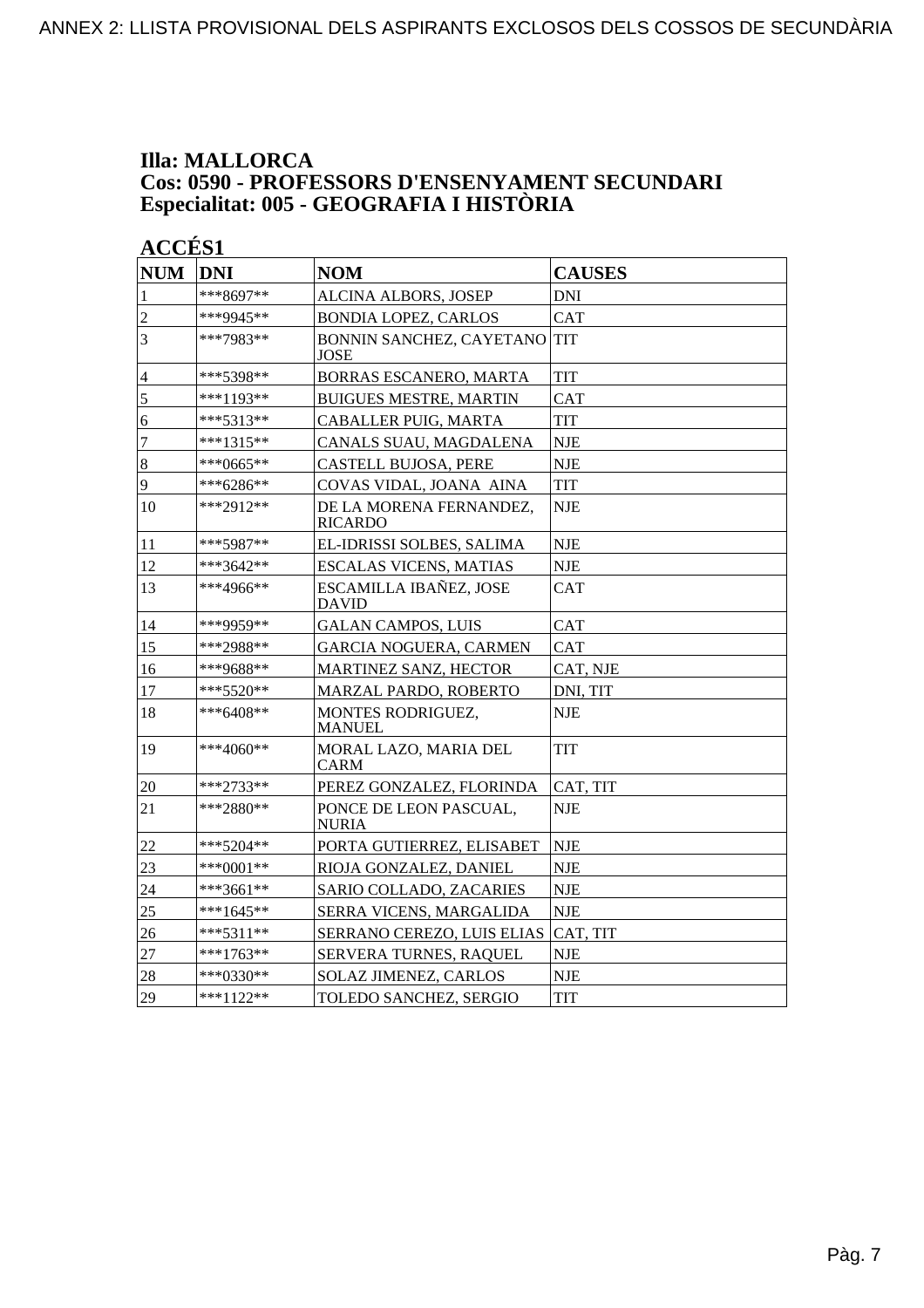ANNEX 2: LLISTA PROVISIONAL DELS ASPIRANTS EXCLOSOS DELS COSSOS DE SECUNDÀRIA

## Illa: MALLORCA
## Cos: 0590 - PROFESSORS D'ENSENYAMENT SECUNDARI
## Especialitat: 005 - GEOGRAFIA I HISTÒRIA

### ACCÉS1

| NUM | DNI | NOM | CAUSES |
|---|---|---|---|
| 1 | ***8697** | ALCINA ALBORS, JOSEP | DNI |
| 2 | ***9945** | BONDIA LOPEZ, CARLOS | CAT |
| 3 | ***7983** | BONNIN SANCHEZ, CAYETANO JOSE | TIT |
| 4 | ***5398** | BORRAS ESCANERO, MARTA | TIT |
| 5 | ***1193** | BUIGUES MESTRE, MARTIN | CAT |
| 6 | ***5313** | CABALLER PUIG, MARTA | TIT |
| 7 | ***1315** | CANALS SUAU, MAGDALENA | NJE |
| 8 | ***0665** | CASTELL BUJOSA, PERE | NJE |
| 9 | ***6286** | COVAS VIDAL, JOANA AINA | TIT |
| 10 | ***2912** | DE LA MORENA FERNANDEZ, RICARDO | NJE |
| 11 | ***5987** | EL-IDRISSI SOLBES, SALIMA | NJE |
| 12 | ***3642** | ESCALAS VICENS, MATIAS | NJE |
| 13 | ***4966** | ESCAMILLA IBAÑEZ, JOSE DAVID | CAT |
| 14 | ***9959** | GALAN CAMPOS, LUIS | CAT |
| 15 | ***2988** | GARCIA NOGUERA, CARMEN | CAT |
| 16 | ***9688** | MARTINEZ SANZ, HECTOR | CAT, NJE |
| 17 | ***5520** | MARZAL PARDO, ROBERTO | DNI, TIT |
| 18 | ***6408** | MONTES RODRIGUEZ, MANUEL | NJE |
| 19 | ***4060** | MORAL LAZO, MARIA DEL CARM | TIT |
| 20 | ***2733** | PEREZ GONZALEZ, FLORINDA | CAT, TIT |
| 21 | ***2880** | PONCE DE LEON PASCUAL, NURIA | NJE |
| 22 | ***5204** | PORTA GUTIERREZ, ELISABET | NJE |
| 23 | ***0001** | RIOJA GONZALEZ, DANIEL | NJE |
| 24 | ***3661** | SARIO COLLADO, ZACARIES | NJE |
| 25 | ***1645** | SERRA VICENS, MARGALIDA | NJE |
| 26 | ***5311** | SERRANO CEREZO, LUIS ELIAS | CAT, TIT |
| 27 | ***1763** | SERVERA TURNES, RAQUEL | NJE |
| 28 | ***0330** | SOLAZ JIMENEZ, CARLOS | NJE |
| 29 | ***1122** | TOLEDO SANCHEZ, SERGIO | TIT |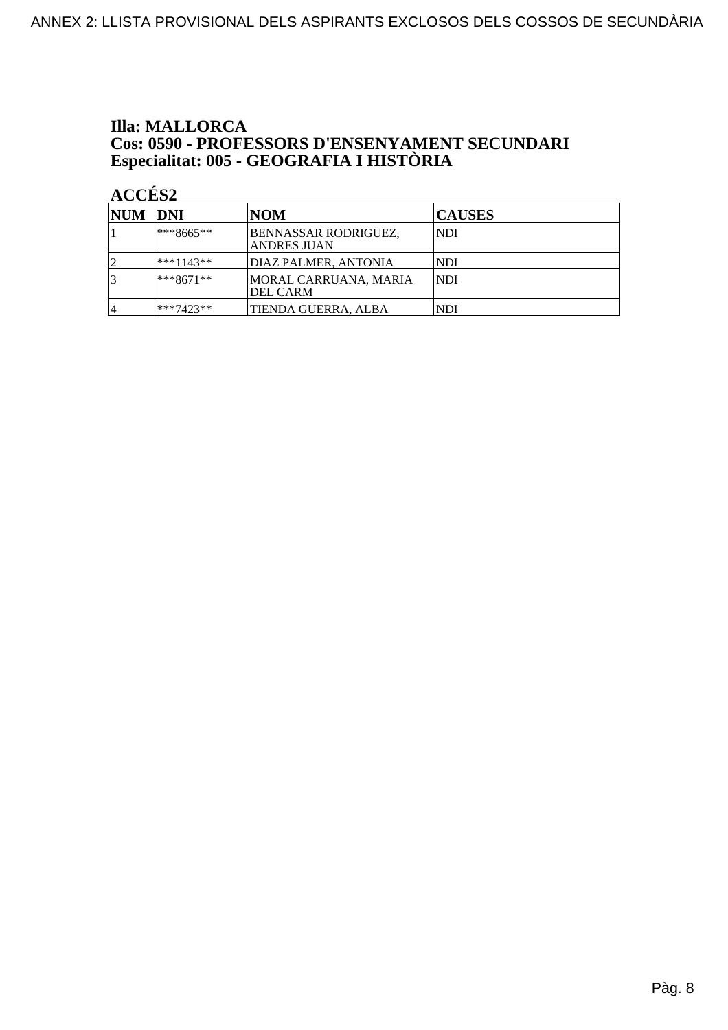**Illa: MALLORCA**
**Cos: 0590 - PROFESSORS D'ENSENYAMENT SECUNDARI**
**Especialitat: 005 - GEOGRAFIA I HISTÒRIA**

**ACCÉS2**

| NUM | DNI | NOM | CAUSES |
|---|---|---|---|
| 1 | ***8665** | BENNASSAR RODRIGUEZ, ANDRES JUAN | NDI |
| 2 | ***1143** | DIAZ PALMER, ANTONIA | NDI |
| 3 | ***8671** | MORAL CARRUANA, MARIA DEL CARM | NDI |
| 4 | ***7423** | TIENDA GUERRA, ALBA | NDI |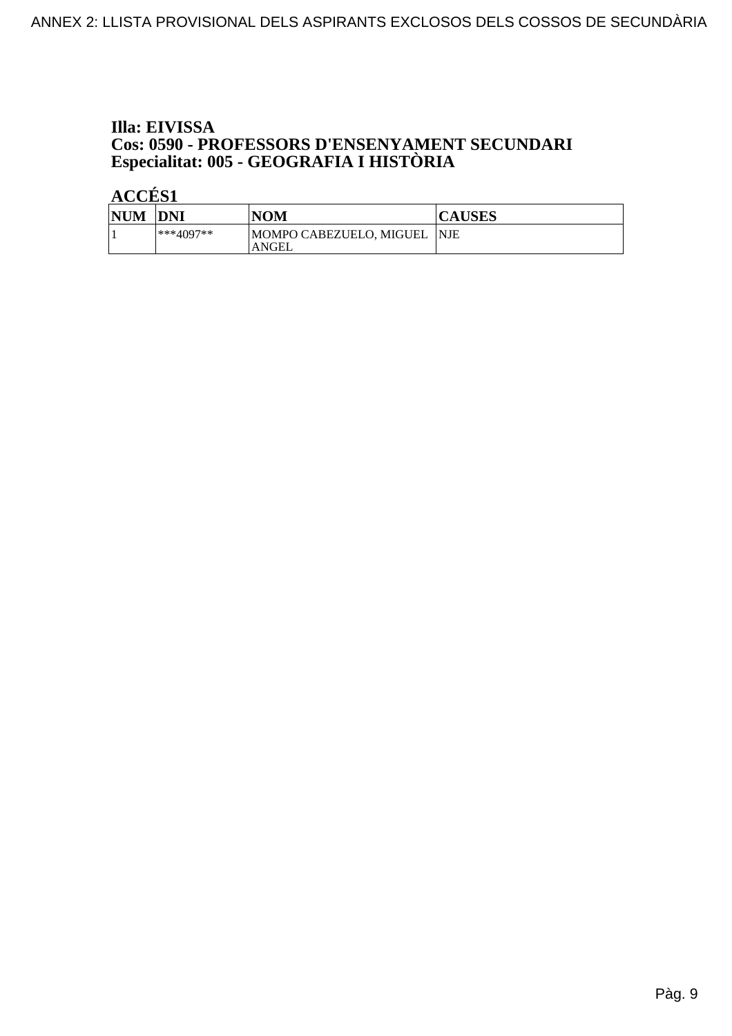**Illa: EIVISSA**
**Cos: 0590 - PROFESSORS D'ENSENYAMENT SECUNDARI**
**Especialitat: 005 - GEOGRAFIA I HISTÒRIA**

**ACCÉS1**

| NUM | DNI | NOM | CAUSES |
|---|---|---|---|
| 1 | ***4097** | MOMPO CABEZUELO, MIGUEL ANGEL | NJE |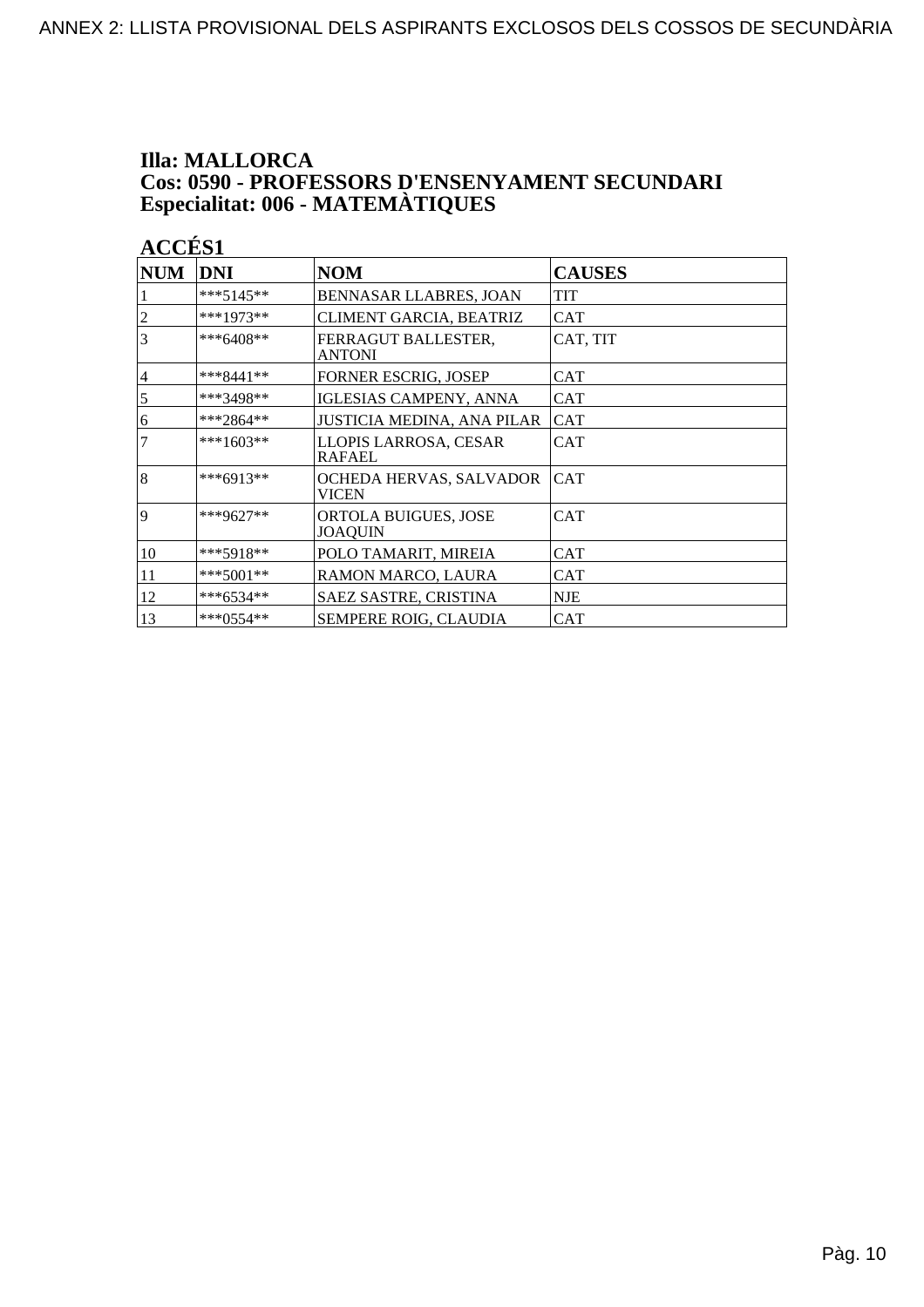**Illa: MALLORCA**
**Cos: 0590 - PROFESSORS D'ENSENYAMENT SECUNDARI**
**Especialitat: 006 - MATEMÀTIQUES**

**ACCÉS1**

| NUM | DNI | NOM | CAUSES |
|---|---|---|---|
| 1 | ***5145** | BENNASAR LLABRES, JOAN | TIT |
| 2 | ***1973** | CLIMENT GARCIA, BEATRIZ | CAT |
| 3 | ***6408** | FERRAGUT BALLESTER, ANTONI | CAT, TIT |
| 4 | ***8441** | FORNER ESCRIG, JOSEP | CAT |
| 5 | ***3498** | IGLESIAS CAMPENY, ANNA | CAT |
| 6 | ***2864** | JUSTICIA MEDINA, ANA PILAR | CAT |
| 7 | ***1603** | LLOPIS LARROSA, CESAR RAFAEL | CAT |
| 8 | ***6913** | OCHEDA HERVAS, SALVADOR VICEN | CAT |
| 9 | ***9627** | ORTOLA BUIGUES, JOSE JOAQUIN | CAT |
| 10 | ***5918** | POLO TAMARIT, MIREIA | CAT |
| 11 | ***5001** | RAMON MARCO, LAURA | CAT |
| 12 | ***6534** | SAEZ SASTRE, CRISTINA | NJE |
| 13 | ***0554** | SEMPERE ROIG, CLAUDIA | CAT |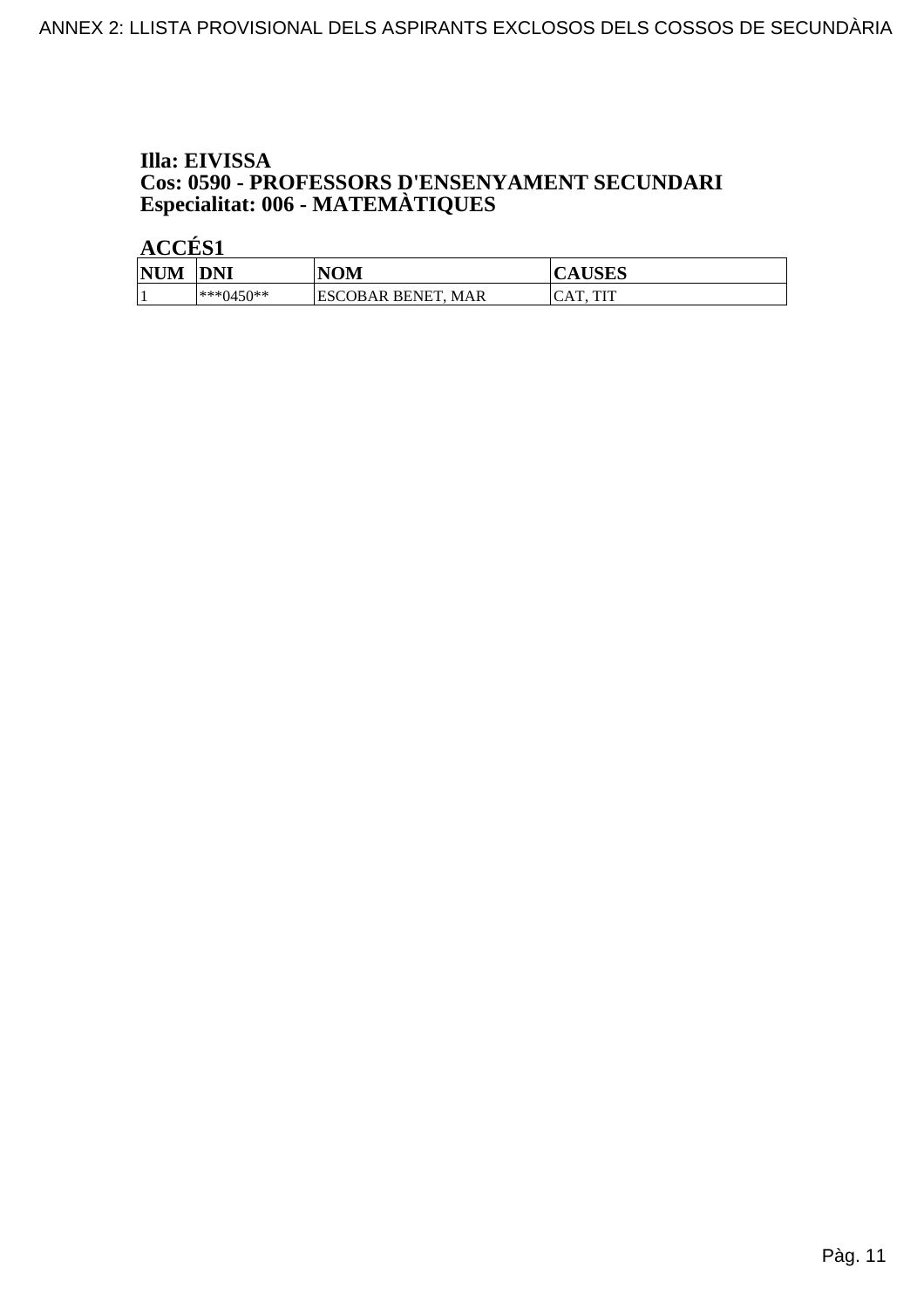**Illa: EIVISSA**
**Cos: 0590 - PROFESSORS D'ENSENYAMENT SECUNDARI**
**Especialitat: 006 - MATEMÀTIQUES**

**ACCÉS1**

| NUM | DNI | NOM | CAUSES |
|---|---|---|---|
| 1 | ***0450** | ESCOBAR BENET, MAR | CAT, TIT |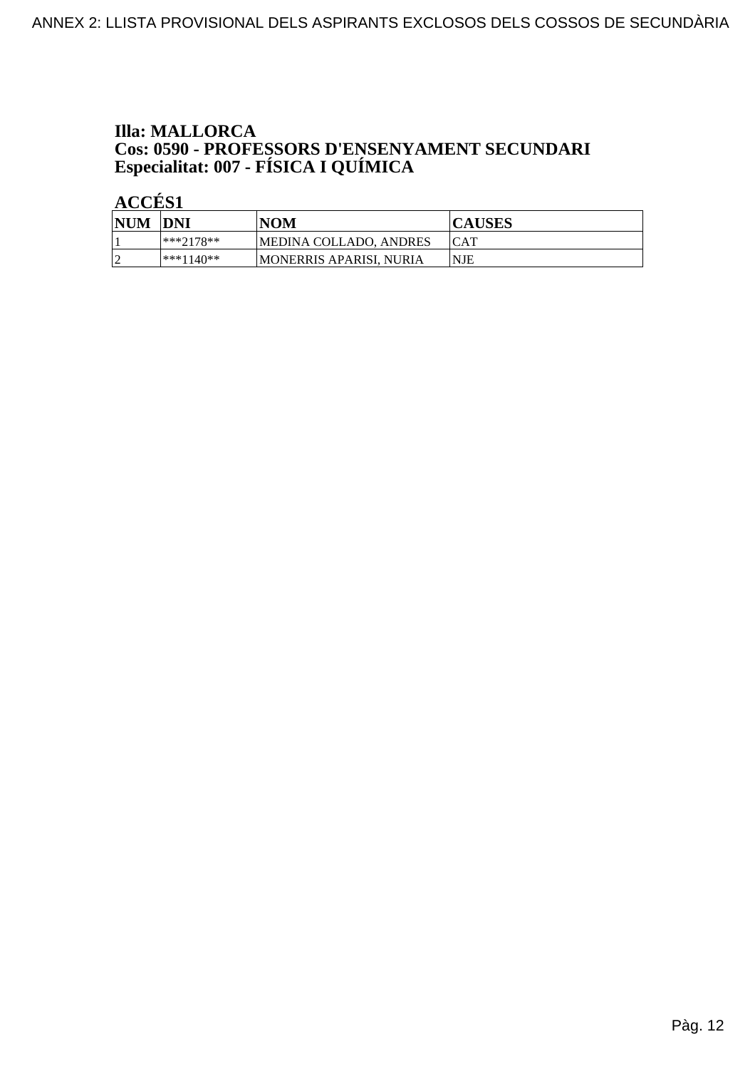**Illa: MALLORCA**
**Cos: 0590 - PROFESSORS D'ENSENYAMENT SECUNDARI**
**Especialitat: 007 - FÍSICA I QUÍMICA**

**ACCÉS1**

| NUM | DNI | NOM | CAUSES |
|---|---|---|---|
| 1 | ***2178** | MEDINA COLLADO, ANDRES | CAT |
| 2 | ***1140** | MONERRIS APARISI, NURIA | NJE |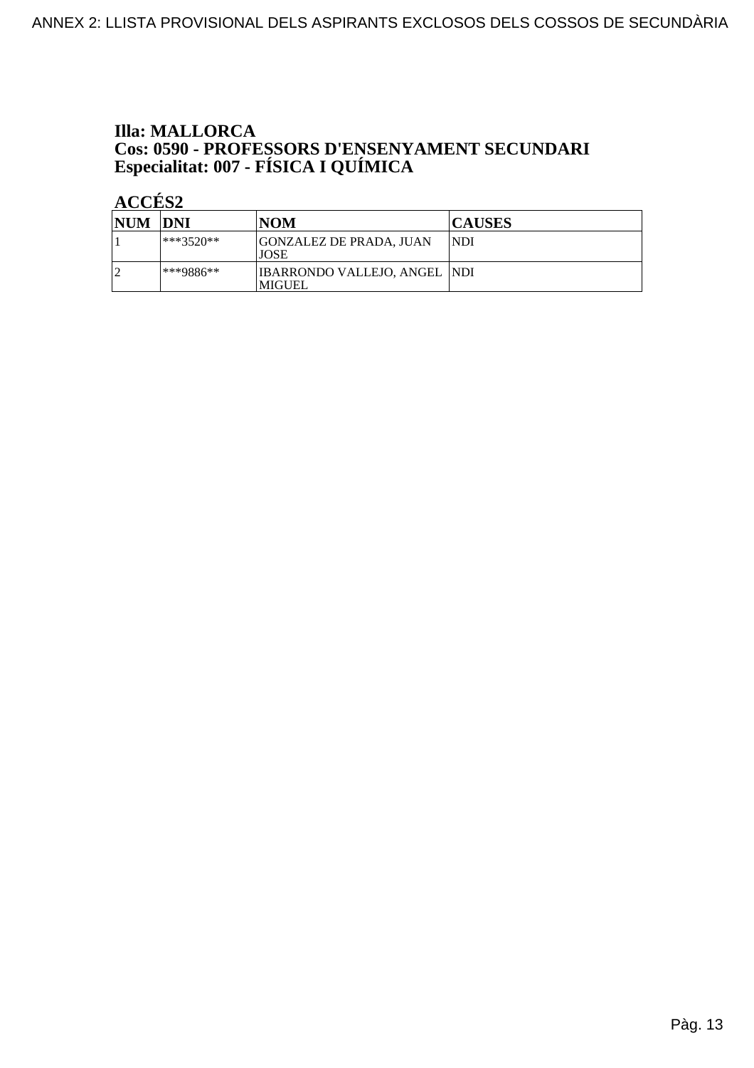**Illa: MALLORCA**
**Cos: 0590 - PROFESSORS D'ENSENYAMENT SECUNDARI**
**Especialitat: 007 - FÍSICA I QUÍMICA**

**ACCÉS2**

| NUM | DNI | NOM | CAUSES |
|---|---|---|---|
| 1 | ***3520** | GONZALEZ DE PRADA, JUAN JOSE | NDI |
| 2 | ***9886** | IBARRONDO VALLEJO, ANGEL MIGUEL | NDI |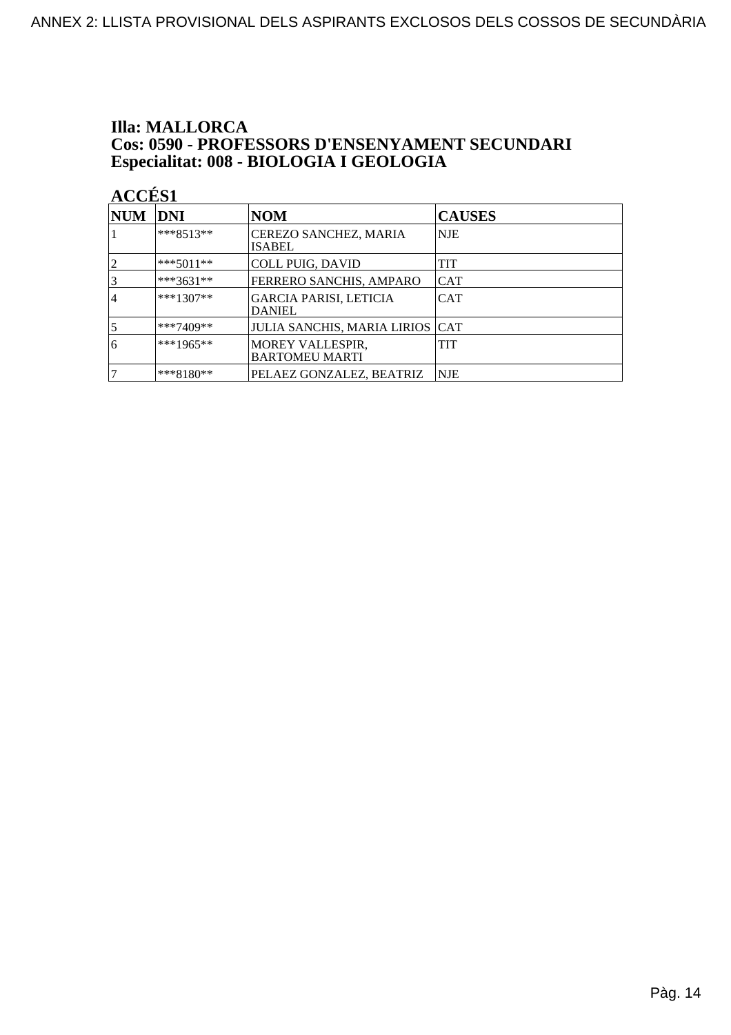**Illa: MALLORCA**
**Cos: 0590 - PROFESSORS D'ENSENYAMENT SECUNDARI**
**Especialitat: 008 - BIOLOGIA I GEOLOGIA**

**ACCÉS1**

| NUM | DNI | NOM | CAUSES |
|---|---|---|---|
| 1 | ***8513** | CEREZO SANCHEZ, MARIA ISABEL | NJE |
| 2 | ***5011** | COLL PUIG, DAVID | TIT |
| 3 | ***3631** | FERRERO SANCHIS, AMPARO | CAT |
| 4 | ***1307** | GARCIA PARISI, LETICIA DANIEL | CAT |
| 5 | ***7409** | JULIA SANCHIS, MARIA LIRIOS | CAT |
| 6 | ***1965** | MOREY VALLESPIR, BARTOMEU MARTI | TIT |
| 7 | ***8180** | PELAEZ GONZALEZ, BEATRIZ | NJE |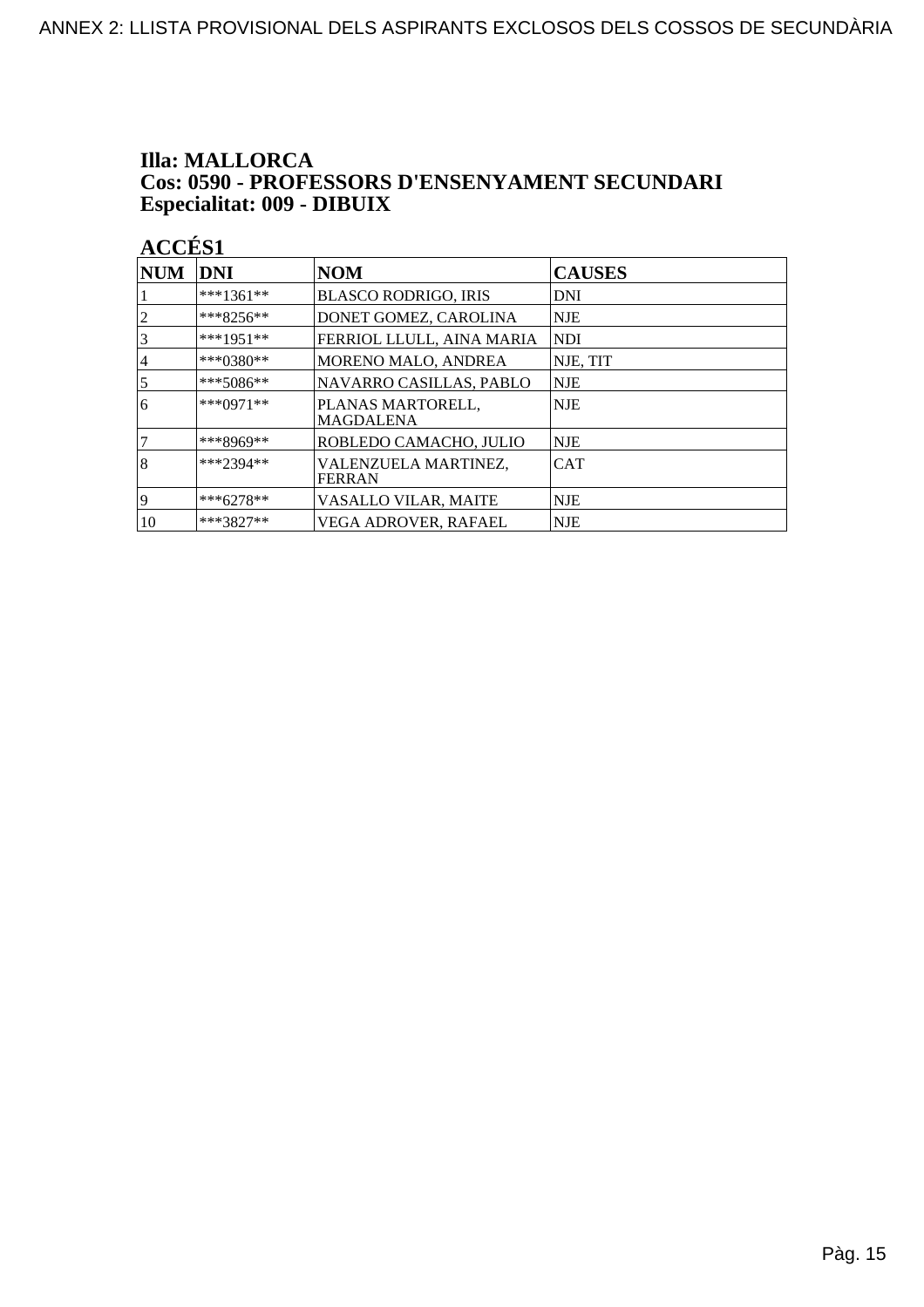**Illa: MALLORCA**
**Cos: 0590 - PROFESSORS D'ENSENYAMENT SECUNDARI**
**Especialitat: 009 - DIBUIX**

**ACCÉS1**

| NUM | DNI | NOM | CAUSES |
|---|---|---|---|
| 1 | ***1361** | BLASCO RODRIGO, IRIS | DNI |
| 2 | ***8256** | DONET GOMEZ, CAROLINA | NJE |
| 3 | ***1951** | FERRIOL LLULL, AINA MARIA | NDI |
| 4 | ***0380** | MORENO MALO, ANDREA | NJE, TIT |
| 5 | ***5086** | NAVARRO CASILLAS, PABLO | NJE |
| 6 | ***0971** | PLANAS MARTORELL, MAGDALENA | NJE |
| 7 | ***8969** | ROBLEDO CAMACHO, JULIO | NJE |
| 8 | ***2394** | VALENZUELA MARTINEZ, FERRAN | CAT |
| 9 | ***6278** | VASALLO VILAR, MAITE | NJE |
| 10 | ***3827** | VEGA ADROVER, RAFAEL | NJE |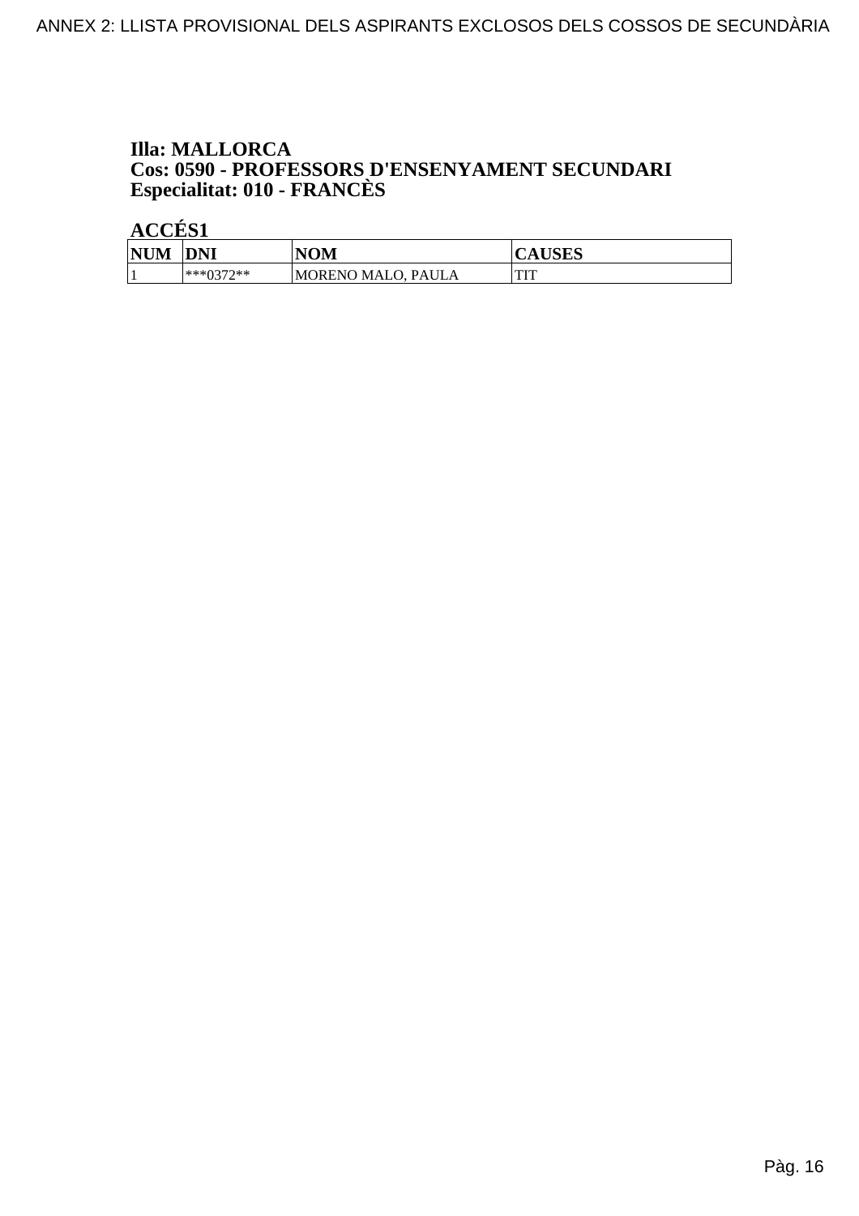**Illa: MALLORCA**
**Cos: 0590 - PROFESSORS D'ENSENYAMENT SECUNDARI**
**Especialitat: 010 - FRANCÈS**

**ACCÉS1**

| NUM | DNI | NOM | CAUSES |
|---|---|---|---|
| 1 | ***0372** | MORENO MALO, PAULA | TIT |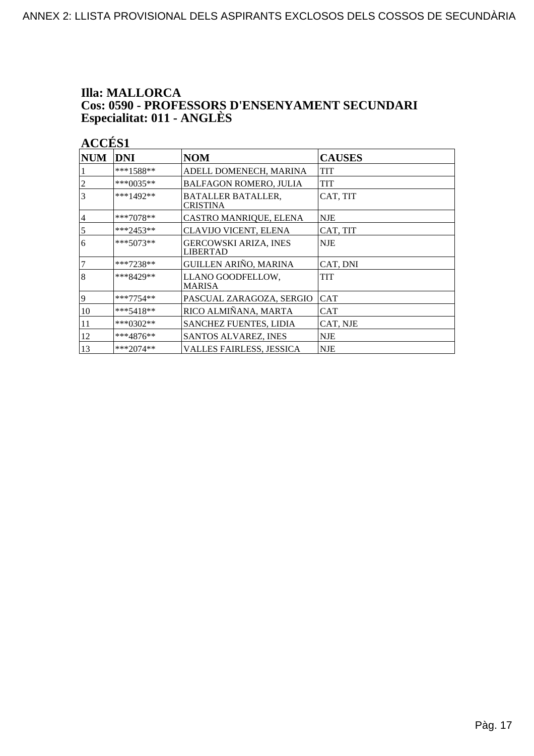**Illa: MALLORCA**
**Cos: 0590 - PROFESSORS D'ENSENYAMENT SECUNDARI**
**Especialitat: 011 - ANGLÈS**

**ACCÉS1**

| NUM | DNI | NOM | CAUSES |
|---|---|---|---|
| 1 | ***1588** | ADELL DOMENECH, MARINA | TIT |
| 2 | ***0035** | BALFAGON ROMERO, JULIA | TIT |
| 3 | ***1492** | BATALLER BATALLER, CRISTINA | CAT, TIT |
| 4 | ***7078** | CASTRO MANRIQUE, ELENA | NJE |
| 5 | ***2453** | CLAVIJO VICENT, ELENA | CAT, TIT |
| 6 | ***5073** | GERCOWSKI ARIZA, INES LIBERTAD | NJE |
| 7 | ***7238** | GUILLEN ARIÑO, MARINA | CAT, DNI |
| 8 | ***8429** | LLANO GOODFELLOW, MARISA | TIT |
| 9 | ***7754** | PASCUAL ZARAGOZA, SERGIO | CAT |
| 10 | ***5418** | RICO ALMIÑANA, MARTA | CAT |
| 11 | ***0302** | SANCHEZ FUENTES, LIDIA | CAT, NJE |
| 12 | ***4876** | SANTOS ALVAREZ, INES | NJE |
| 13 | ***2074** | VALLES FAIRLESS, JESSICA | NJE |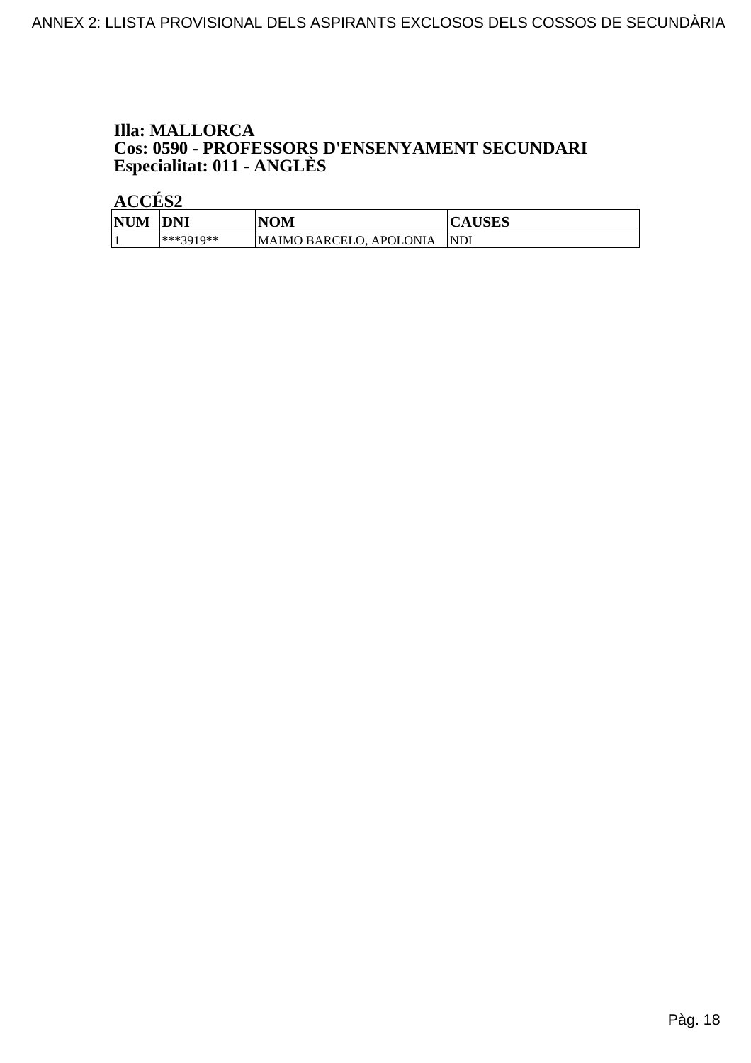**Illa: MALLORCA**
**Cos: 0590 - PROFESSORS D'ENSENYAMENT SECUNDARI**
**Especialitat: 011 - ANGLÈS**

**ACCÉS2**

| NUM | DNI | NOM | CAUSES |
|---|---|---|---|
| 1 | ***3919** | MAIMO BARCELO, APOLONIA | NDI |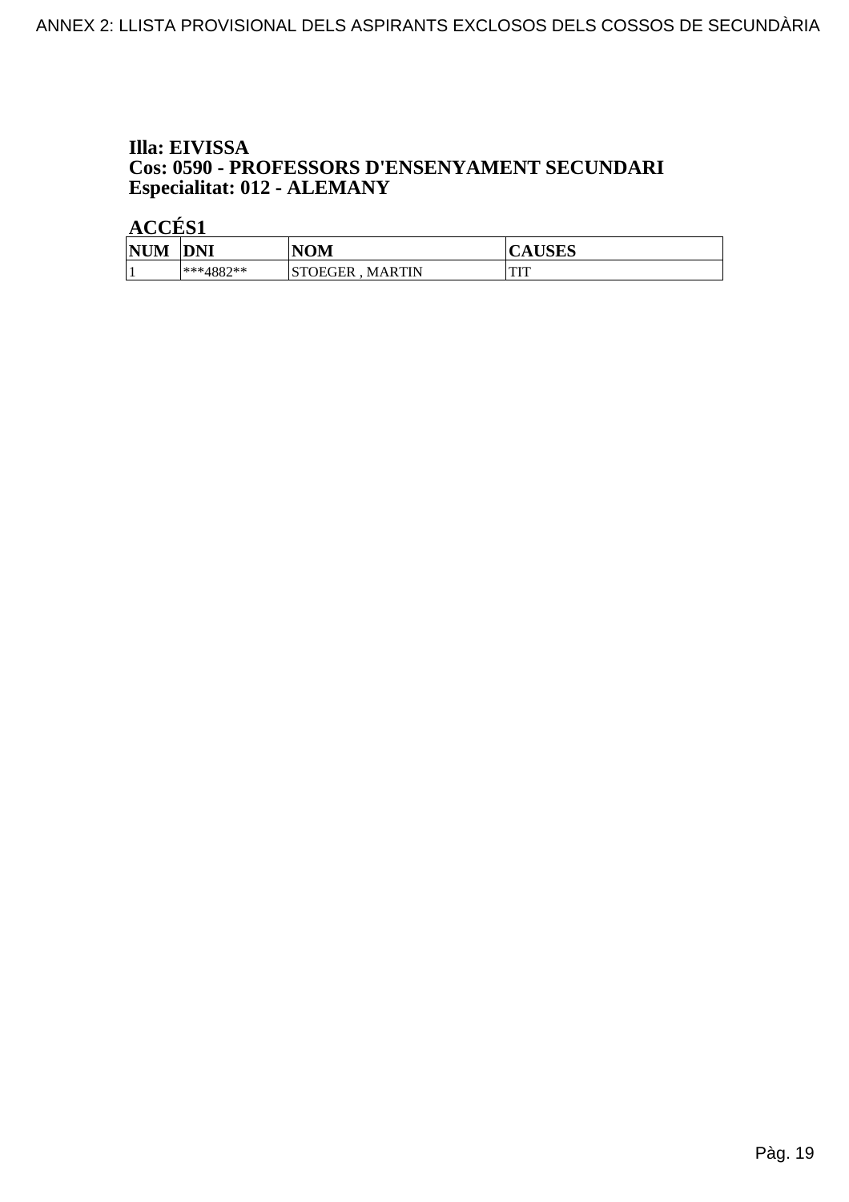**Illa: EIVISSA**
**Cos: 0590 - PROFESSORS D'ENSENYAMENT SECUNDARI**
**Especialitat: 012 - ALEMANY**

**ACCÉS1**

| NUM | DNI | NOM | CAUSES |
| --- | --- | --- | --- |
| 1 | ***4882** | STOEGER , MARTIN | TIT |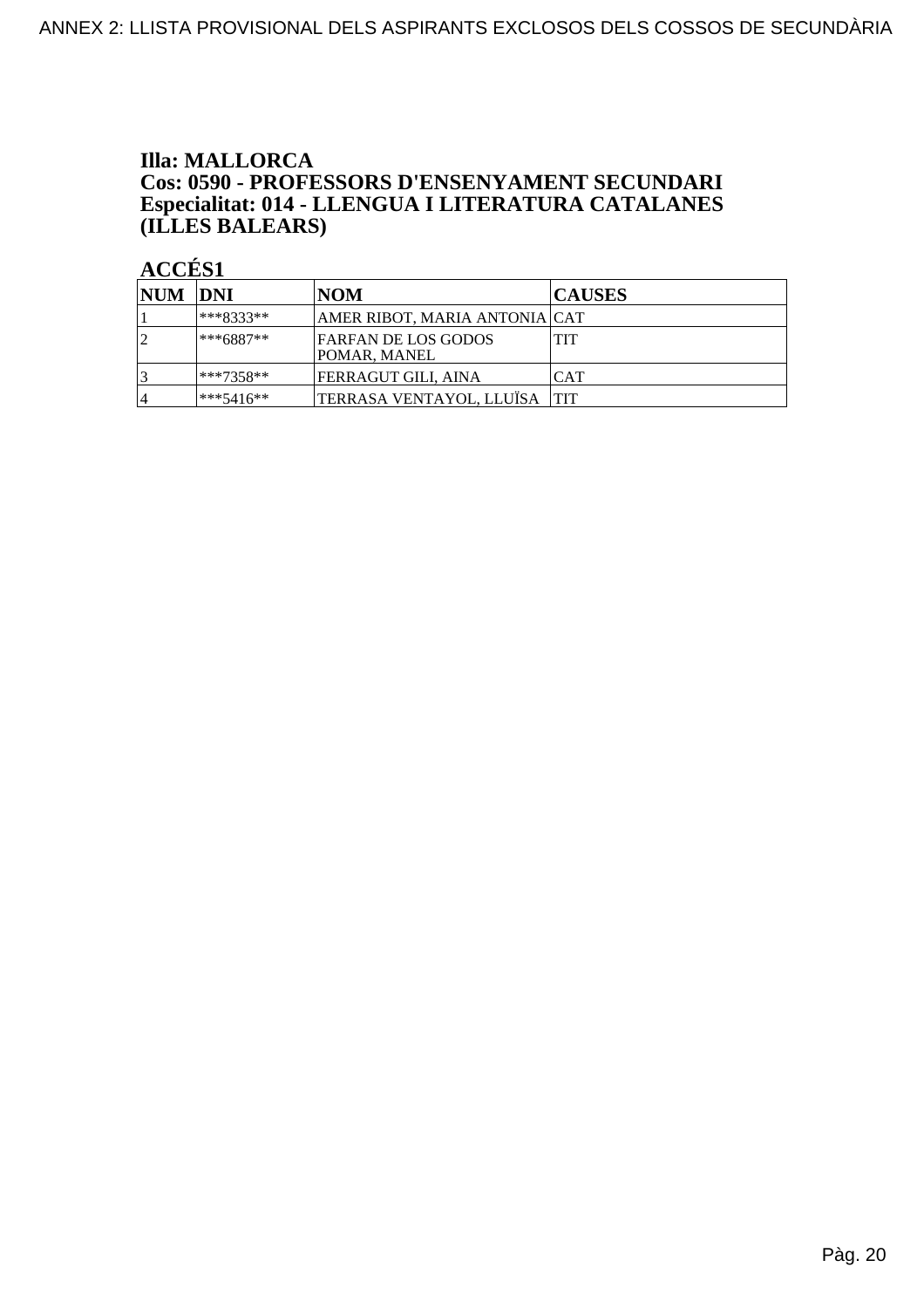**Illa: MALLORCA**
**Cos: 0590 - PROFESSORS D'ENSENYAMENT SECUNDARI**
**Especialitat: 014 - LLENGUA I LITERATURA CATALANES (ILLES BALEARS)**

**ACCÉS1**

| NUM | DNI | NOM | CAUSES |
|---|---|---|---|
| 1 | ***8333** | AMER RIBOT, MARIA ANTONIA | CAT |
| 2 | ***6887** | FARFAN DE LOS GODOS POMAR, MANEL | TIT |
| 3 | ***7358** | FERRAGUT GILI, AINA | CAT |
| 4 | ***5416** | TERRASA VENTAYOL, LLUÏSA | TIT |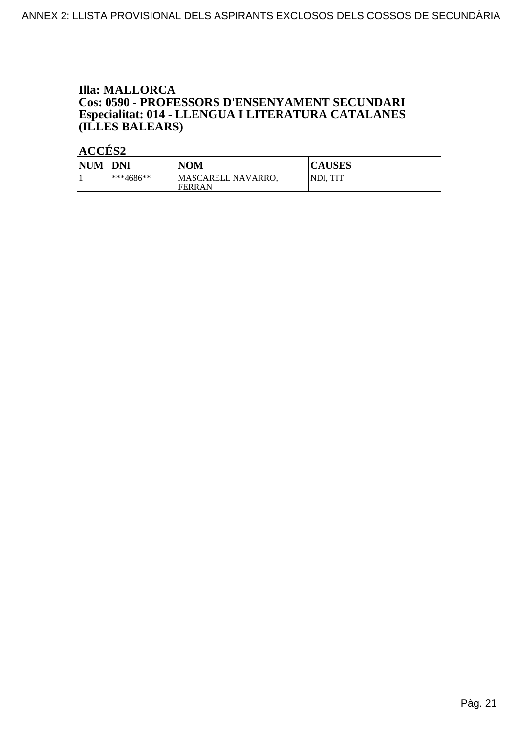**Illa: MALLORCA**
**Cos: 0590 - PROFESSORS D'ENSENYAMENT SECUNDARI**
**Especialitat: 014 - LLENGUA I LITERATURA CATALANES (ILLES BALEARS)**

**ACCÉS2**

| NUM | DNI | NOM | CAUSES |
|---|---|---|---|
| 1 | ***4686** | MASCARELL NAVARRO, FERRAN | NDI, TIT |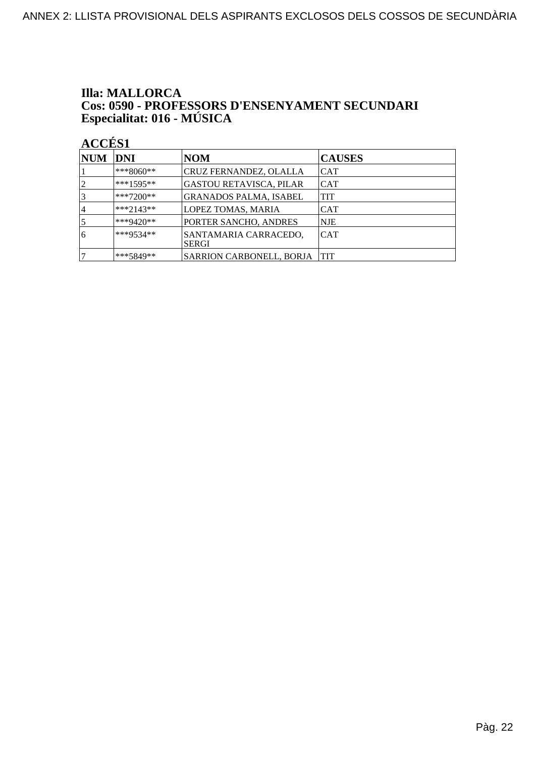**Illa: MALLORCA**
**Cos: 0590 - PROFESSORS D'ENSENYAMENT SECUNDARI**
**Especialitat: 016 - MÚSICA**

**ACCÉS1**

| NUM | DNI | NOM | CAUSES |
|---|---|---|---|
| 1 | ***8060** | CRUZ FERNANDEZ, OLALLA | CAT |
| 2 | ***1595** | GASTOU RETAVISCA, PILAR | CAT |
| 3 | ***7200** | GRANADOS PALMA, ISABEL | TIT |
| 4 | ***2143** | LOPEZ TOMAS, MARIA | CAT |
| 5 | ***9420** | PORTER SANCHO, ANDRES | NJE |
| 6 | ***9534** | SANTAMARIA CARRACEDO, SERGI | CAT |
| 7 | ***5849** | SARRION CARBONELL, BORJA | TIT |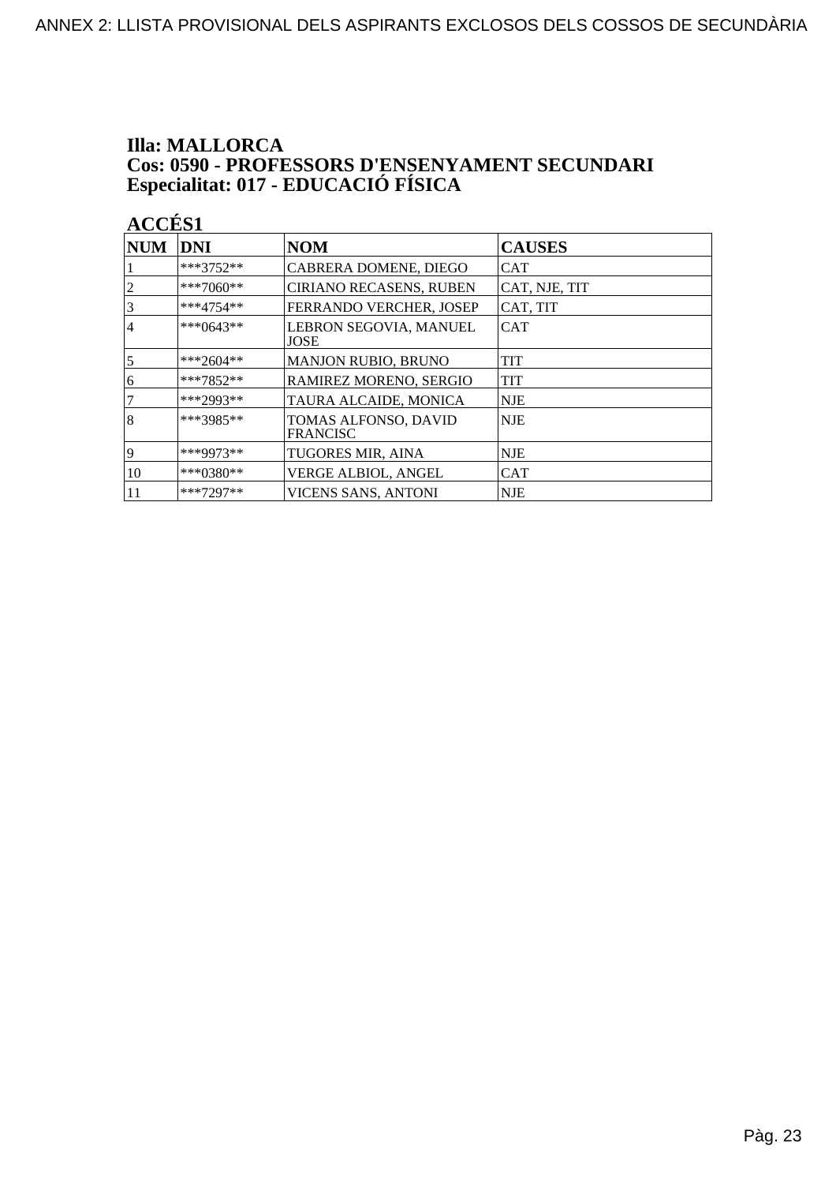**Illa: MALLORCA**
**Cos: 0590 - PROFESSORS D'ENSENYAMENT SECUNDARI**
**Especialitat: 017 - EDUCACIÓ FÍSICA**

**ACCÉS1**

| NUM | DNI | NOM | CAUSES |
|---|---|---|---|
| 1 | ***3752** | CABRERA DOMENE, DIEGO | CAT |
| 2 | ***7060** | CIRIANO RECASENS, RUBEN | CAT, NJE, TIT |
| 3 | ***4754** | FERRANDO VERCHER, JOSEP | CAT, TIT |
| 4 | ***0643** | LEBRON SEGOVIA, MANUEL JOSE | CAT |
| 5 | ***2604** | MANJON RUBIO, BRUNO | TIT |
| 6 | ***7852** | RAMIREZ MORENO, SERGIO | TIT |
| 7 | ***2993** | TAURA ALCAIDE, MONICA | NJE |
| 8 | ***3985** | TOMAS ALFONSO, DAVID FRANCISC | NJE |
| 9 | ***9973** | TUGORES MIR, AINA | NJE |
| 10 | ***0380** | VERGE ALBIOL, ANGEL | CAT |
| 11 | ***7297** | VICENS SANS, ANTONI | NJE |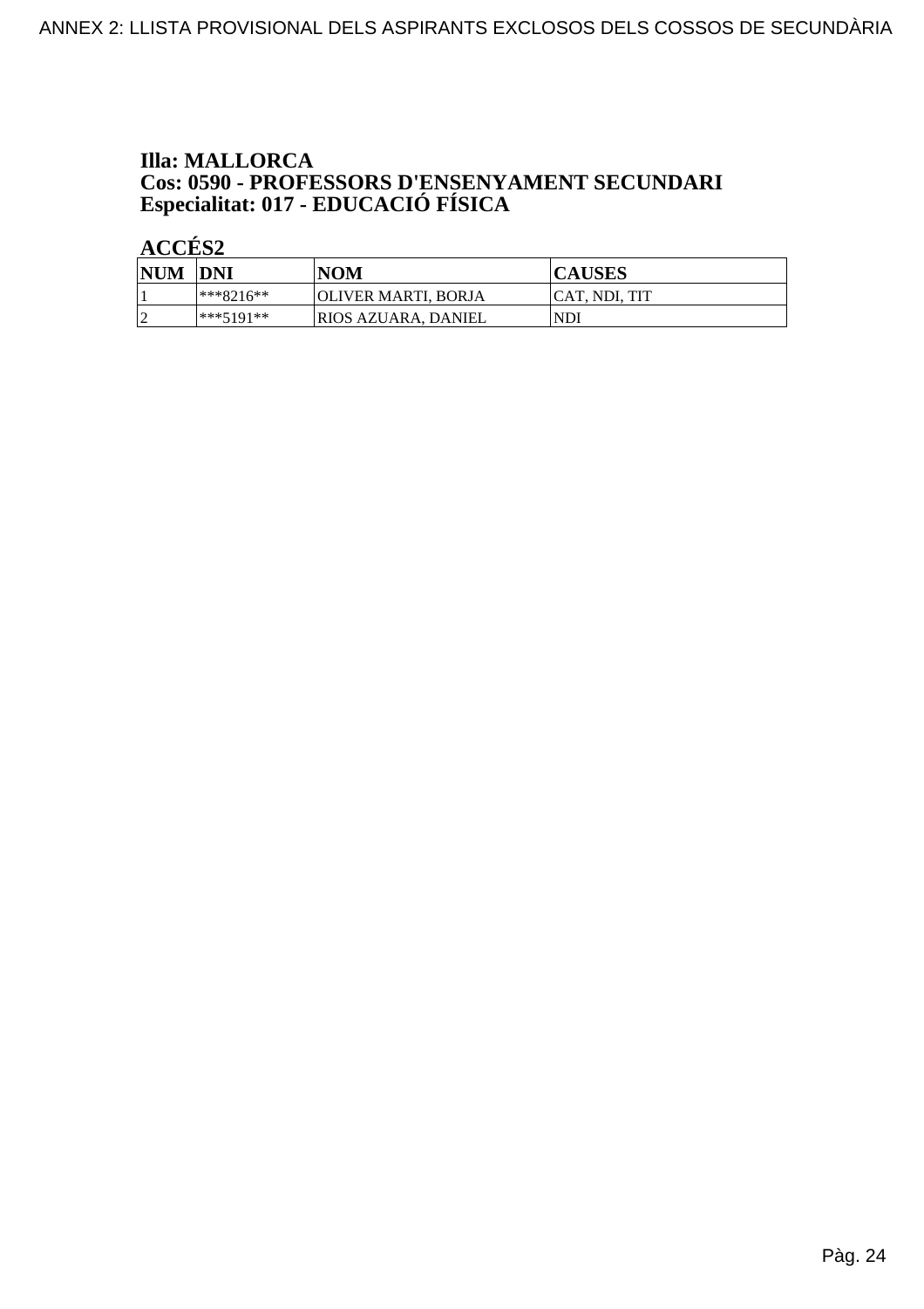### Illa: MALLORCA
### Cos: 0590 - PROFESSORS D'ENSENYAMENT SECUNDARI
### Especialitat: 017 - EDUCACIÓ FÍSICA

**ACCÉS2**

| NUM | DNI | NOM | CAUSES |
|---|---|---|---|
| 1 | ***8216** | OLIVER MARTI, BORJA | CAT, NDI, TIT |
| 2 | ***5191** | RIOS AZUARA, DANIEL | NDI |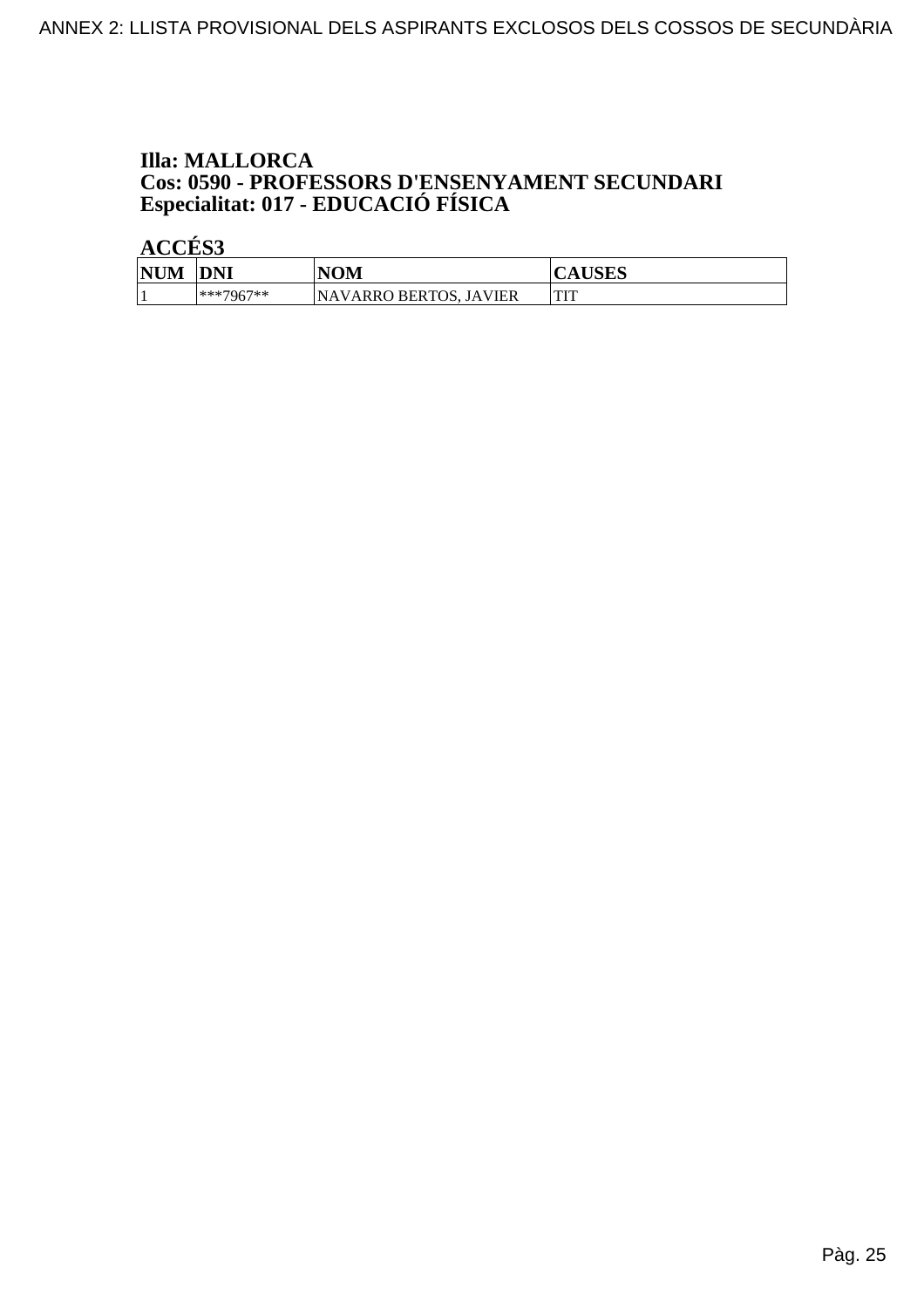**Illa: MALLORCA**
**Cos: 0590 - PROFESSORS D'ENSENYAMENT SECUNDARI**
**Especialitat: 017 - EDUCACIÓ FÍSICA**

**ACCÉS3**

| NUM | DNI | NOM | CAUSES |
|---|---|---|---|
| 1 | ***7967** | NAVARRO BERTOS, JAVIER | TIT |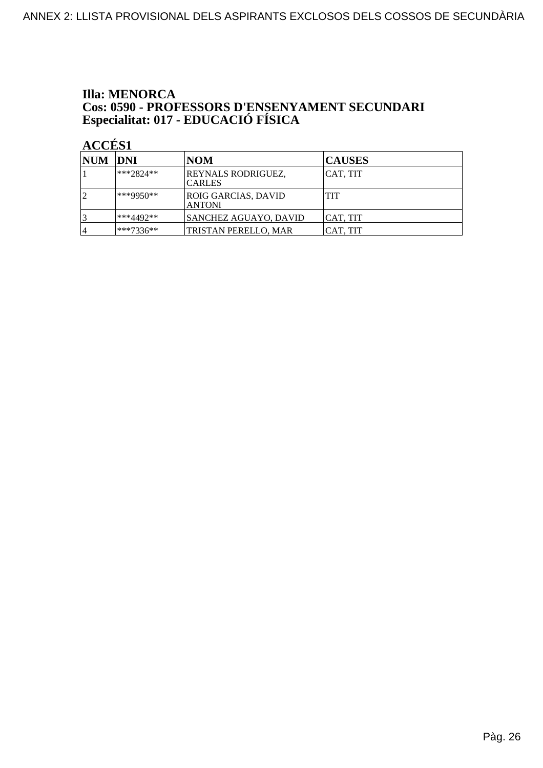**Illa: MENORCA**
**Cos: 0590 - PROFESSORS D'ENSENYAMENT SECUNDARI**
**Especialitat: 017 - EDUCACIÓ FÍSICA**

**ACCÉS1**

| NUM | DNI | NOM | CAUSES |
|---|---|---|---|
| 1 | ***2824** | REYNALS RODRIGUEZ, CARLES | CAT, TIT |
| 2 | ***9950** | ROIG GARCIAS, DAVID ANTONI | TIT |
| 3 | ***4492** | SANCHEZ AGUAYO, DAVID | CAT, TIT |
| 4 | ***7336** | TRISTAN PERELLO, MAR | CAT, TIT |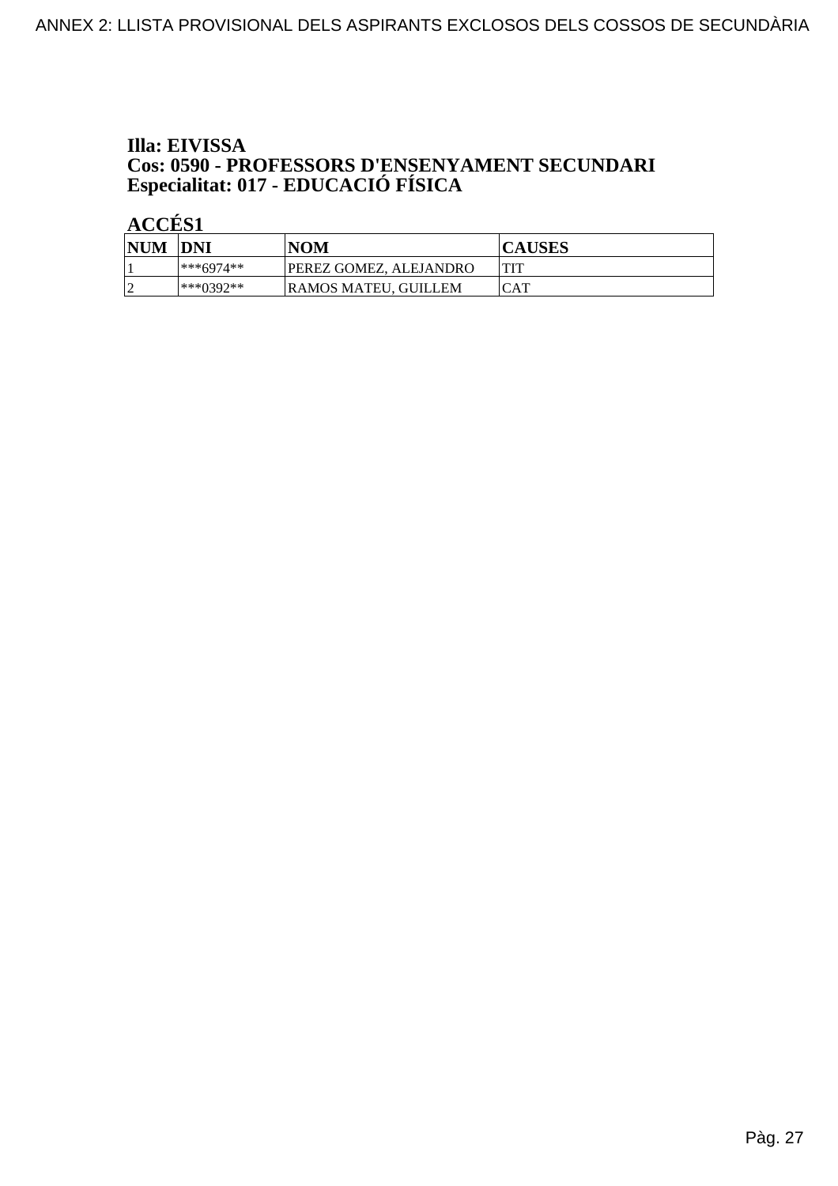**Illa: EIVISSA**
**Cos: 0590 - PROFESSORS D'ENSENYAMENT SECUNDARI**
**Especialitat: 017 - EDUCACIÓ FÍSICA**

**ACCÉS1**

| NUM | DNI | NOM | CAUSES |
|---|---|---|---|
| 1 | ***6974** | PEREZ GOMEZ, ALEJANDRO | TIT |
| 2 | ***0392** | RAMOS MATEU, GUILLEM | CAT |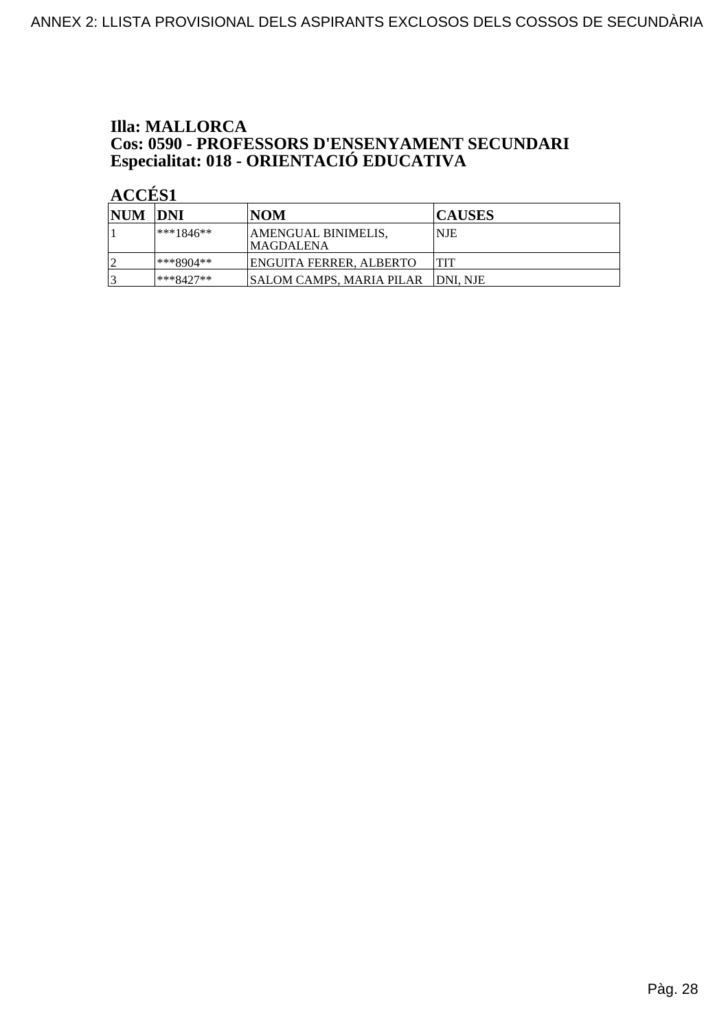## Illa: MALLORCA
## Cos: 0590 - PROFESSORS D'ENSENYAMENT SECUNDARI
## Especialitat: 018 - ORIENTACIÓ EDUCATIVA

### ACCÉS1

| NUM | DNI | NOM | CAUSES |
|---|---|---|---|
| 1 | ***1846** | AMENGUAL BINIMELIS, MAGDALENA | NJE |
| 2 | ***8904** | ENGUITA FERRER, ALBERTO | TIT |
| 3 | ***8427** | SALOM CAMPS, MARIA PILAR | DNI, NJE |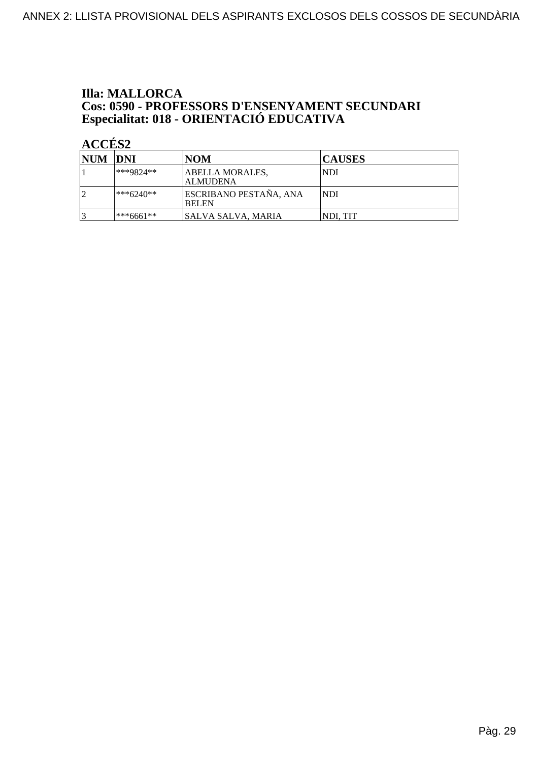## Illa: MALLORCA
## Cos: 0590 - PROFESSORS D'ENSENYAMENT SECUNDARI
## Especialitat: 018 - ORIENTACIÓ EDUCATIVA

### ACCÉS2

| NUM | DNI | NOM | CAUSES |
|---|---|---|---|
| 1 | ***9824** | ABELLA MORALES, ALMUDENA | NDI |
| 2 | ***6240** | ESCRIBANO PESTAÑA, ANA BELEN | NDI |
| 3 | ***6661** | SALVA SALVA, MARIA | NDI, TIT |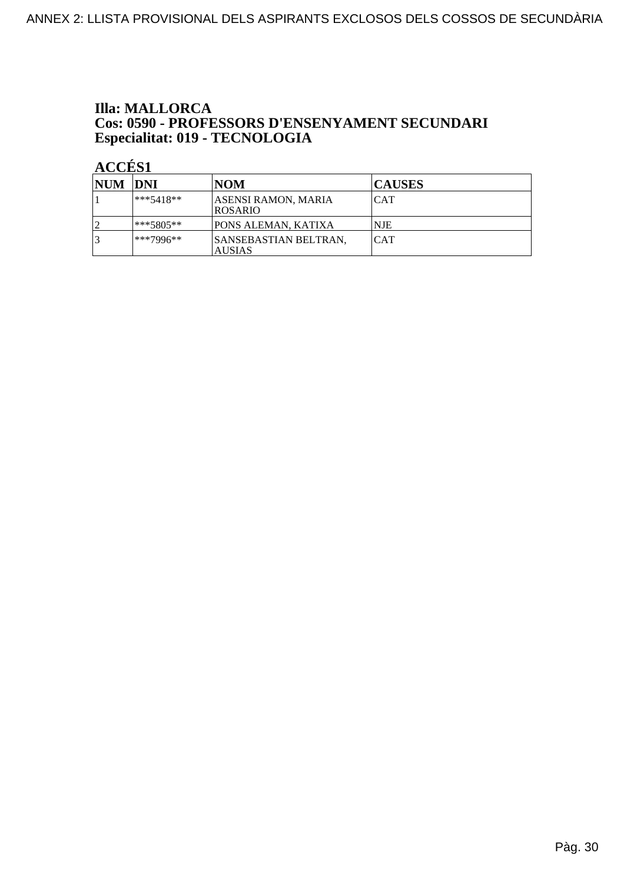**Illa: MALLORCA**
**Cos: 0590 - PROFESSORS D'ENSENYAMENT SECUNDARI**
**Especialitat: 019 - TECNOLOGIA**

**ACCÉS1**

| NUM | DNI | NOM | CAUSES |
|---|---|---|---|
| 1 | ***5418** | ASENSI RAMON, MARIA ROSARIO | CAT |
| 2 | ***5805** | PONS ALEMAN, KATIXA | NJE |
| 3 | ***7996** | SANSEBASTIAN BELTRAN, AUSIAS | CAT |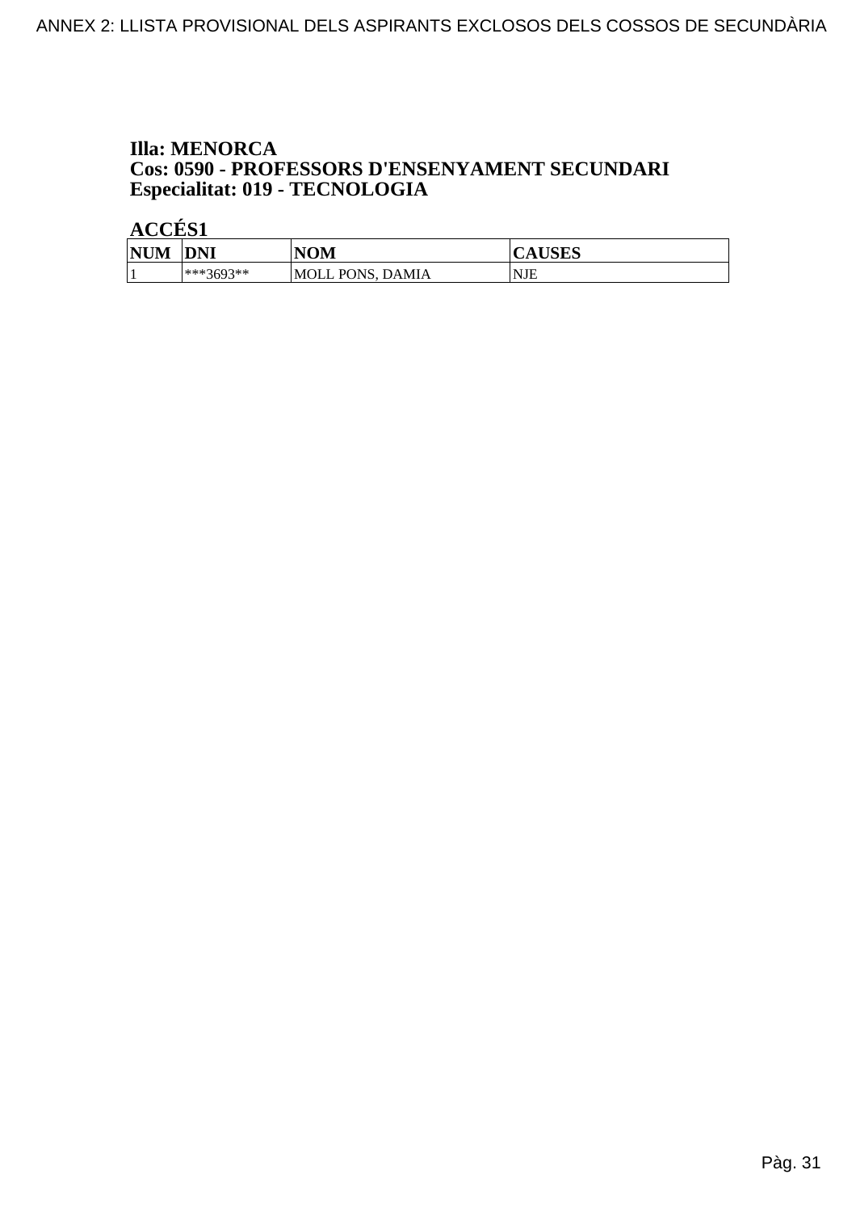**Illa: MENORCA**
**Cos: 0590 - PROFESSORS D'ENSENYAMENT SECUNDARI**
**Especialitat: 019 - TECNOLOGIA**

**ACCÉS1**

| NUM | DNI | NOM | CAUSES |
| --- | --- | --- | --- |
| 1 | ***3693** | MOLL PONS, DAMIA | NJE |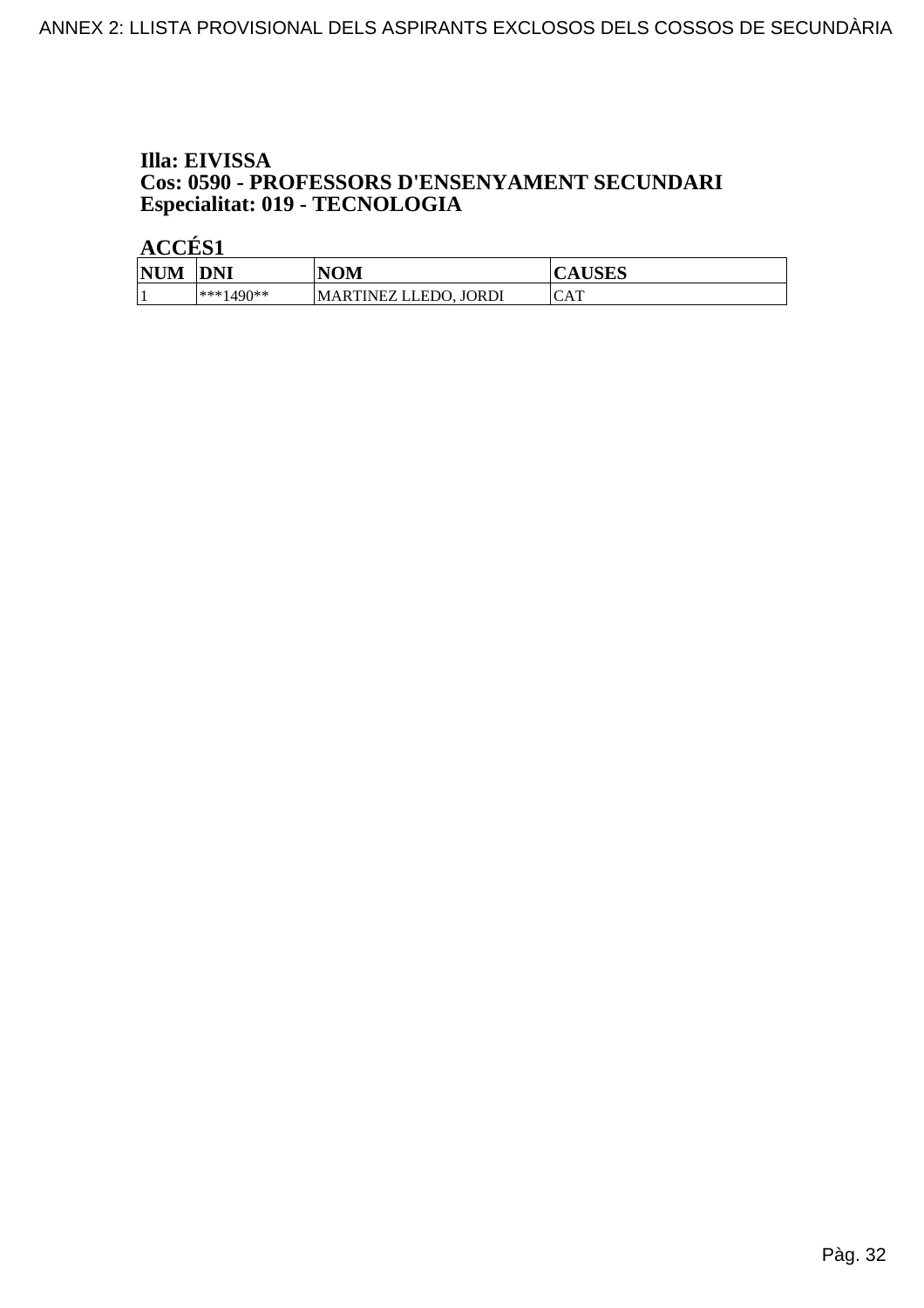**Illa: EIVISSA**
**Cos: 0590 - PROFESSORS D'ENSENYAMENT SECUNDARI**
**Especialitat: 019 - TECNOLOGIA**

**ACCÉS1**

| NUM | DNI | NOM | CAUSES |
|---|---|---|---|
| 1 | ***1490** | MARTINEZ LLEDO, JORDI | CAT |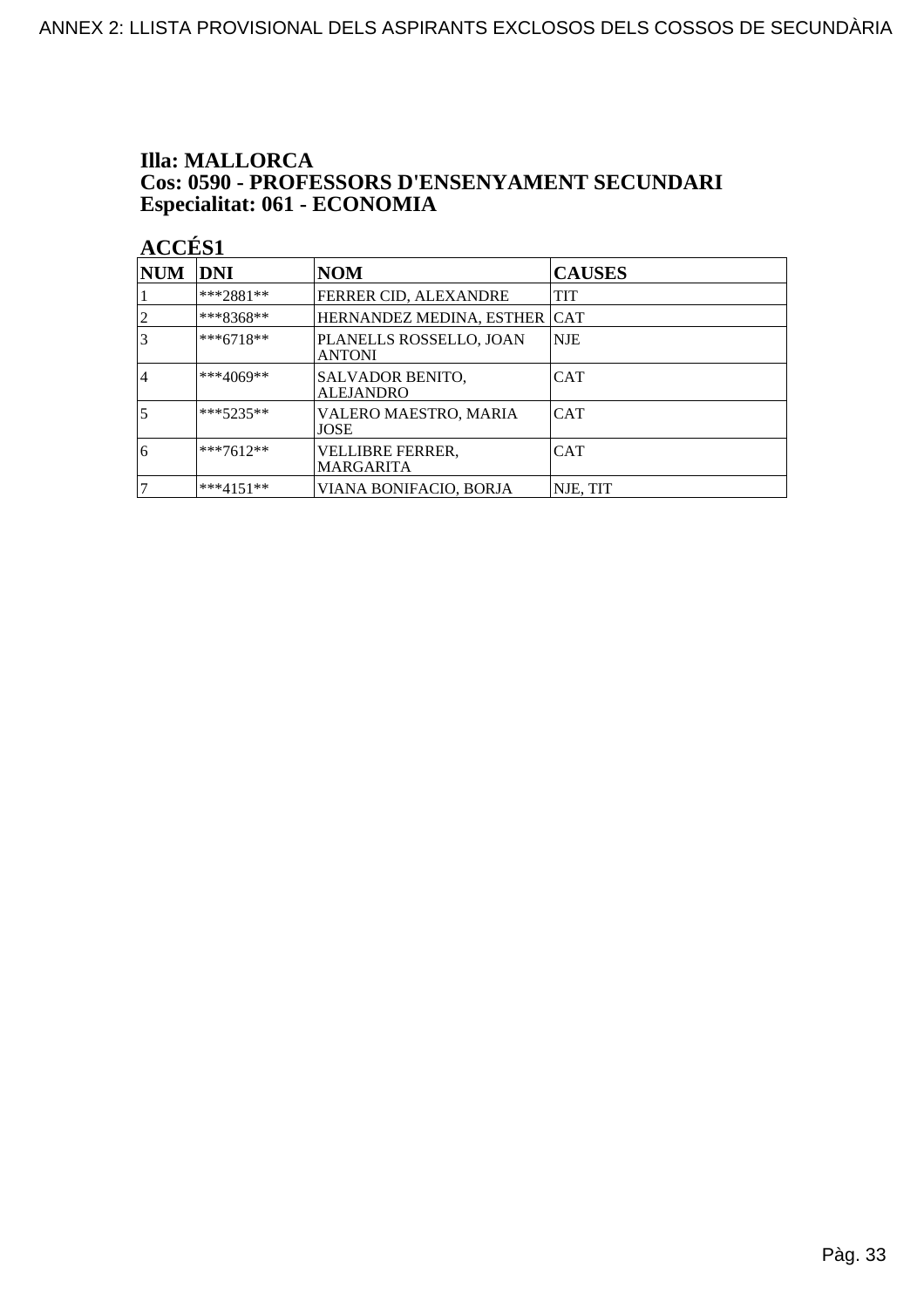**Illa: MALLORCA**
**Cos: 0590 - PROFESSORS D'ENSENYAMENT SECUNDARI**
**Especialitat: 061 - ECONOMIA**

**ACCÉS1**

| NUM | DNI | NOM | CAUSES |
|---|---|---|---|
| 1 | ***2881** | FERRER CID, ALEXANDRE | TIT |
| 2 | ***8368** | HERNANDEZ MEDINA, ESTHER | CAT |
| 3 | ***6718** | PLANELLS ROSSELLO, JOAN ANTONI | NJE |
| 4 | ***4069** | SALVADOR BENITO, ALEJANDRO | CAT |
| 5 | ***5235** | VALERO MAESTRO, MARIA JOSE | CAT |
| 6 | ***7612** | VELLIBRE FERRER, MARGARITA | CAT |
| 7 | ***4151** | VIANA BONIFACIO, BORJA | NJE, TIT |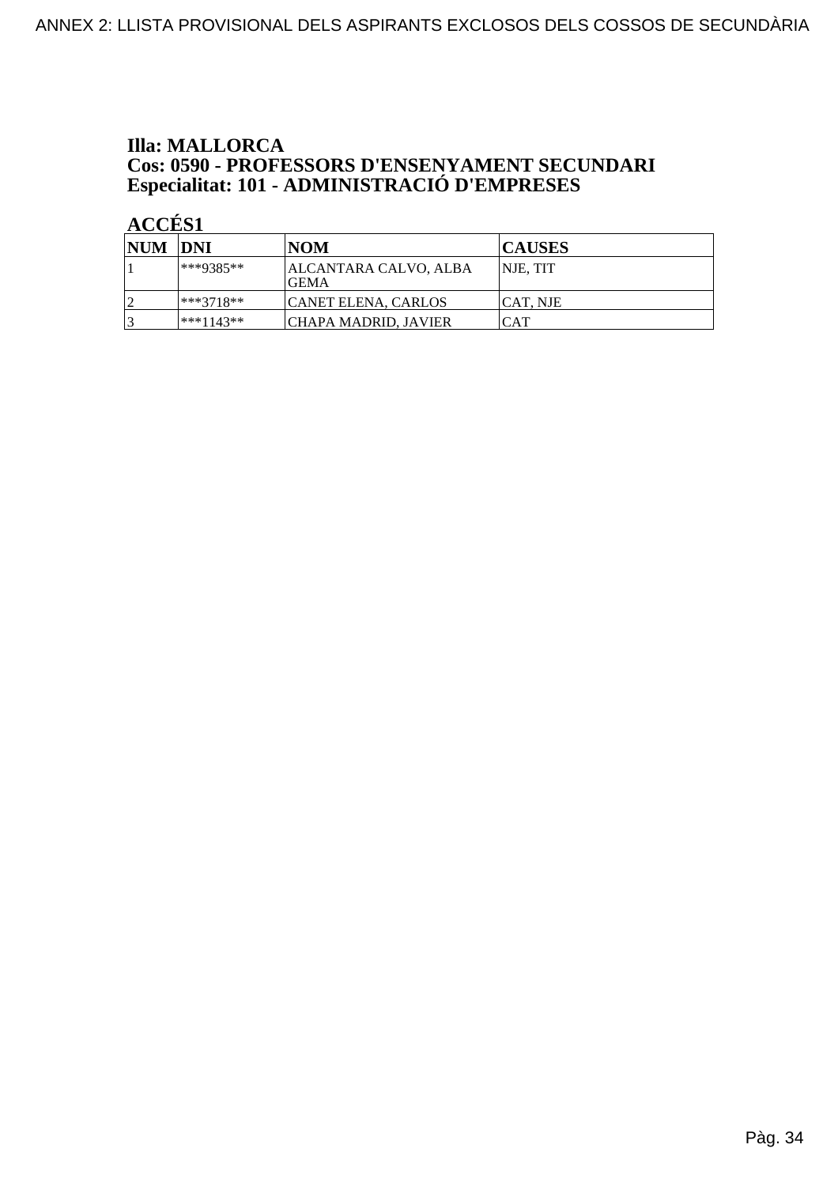**Illa: MALLORCA**
**Cos: 0590 - PROFESSORS D'ENSENYAMENT SECUNDARI**
**Especialitat: 101 - ADMINISTRACIÓ D'EMPRESES**

**ACCÉS1**

| NUM | DNI | NOM | CAUSES |
|---|---|---|---|
| 1 | ***9385** | ALCANTARA CALVO, ALBA GEMA | NJE, TIT |
| 2 | ***3718** | CANET ELENA, CARLOS | CAT, NJE |
| 3 | ***1143** | CHAPA MADRID, JAVIER | CAT |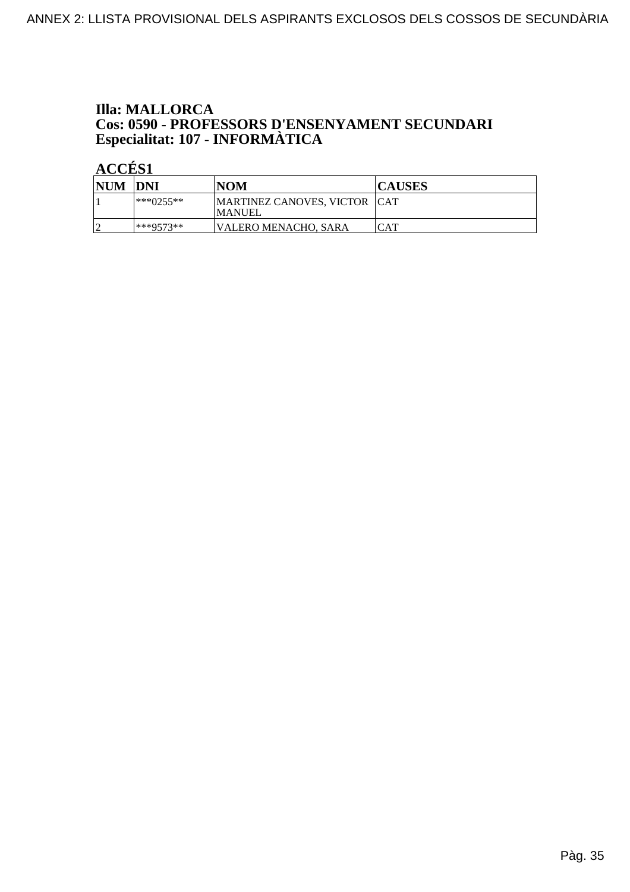**Illa: MALLORCA**
**Cos: 0590 - PROFESSORS D'ENSENYAMENT SECUNDARI**
**Especialitat: 107 - INFORMÀTICA**

**ACCÉS1**

| NUM | DNI | NOM | CAUSES |
|---|---|---|---|
| 1 | ***0255** | MARTINEZ CANOVES, VICTOR MANUEL | CAT |
| 2 | ***9573** | VALERO MENACHO, SARA | CAT |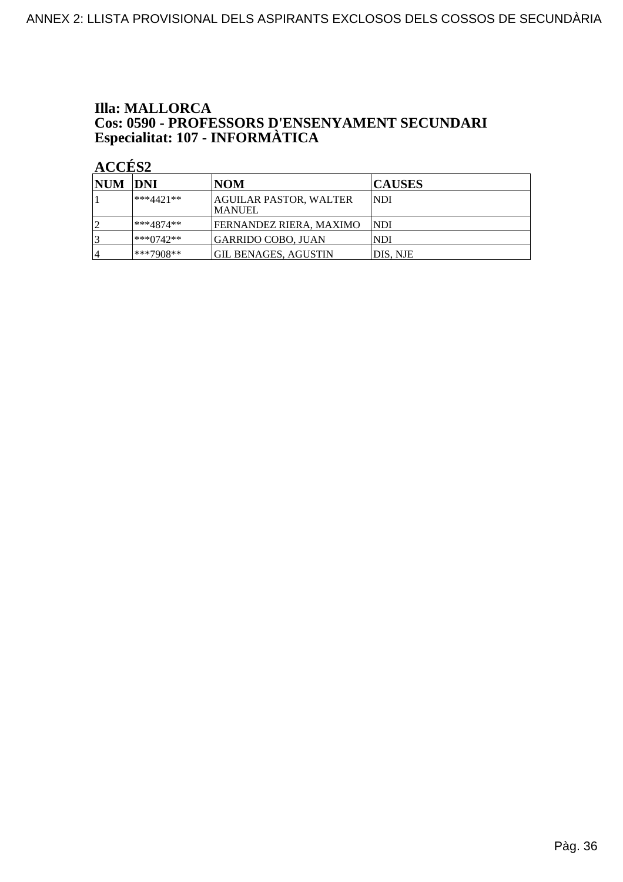**Illa: MALLORCA**
**Cos: 0590 - PROFESSORS D'ENSENYAMENT SECUNDARI**
**Especialitat: 107 - INFORMÀTICA**

**ACCÉS2**

| NUM | DNI | NOM | CAUSES |
|---|---|---|---|
| 1 | ***4421** | AGUILAR PASTOR, WALTER MANUEL | NDI |
| 2 | ***4874** | FERNANDEZ RIERA, MAXIMO | NDI |
| 3 | ***0742** | GARRIDO COBO, JUAN | NDI |
| 4 | ***7908** | GIL BENAGES, AGUSTIN | DIS, NJE |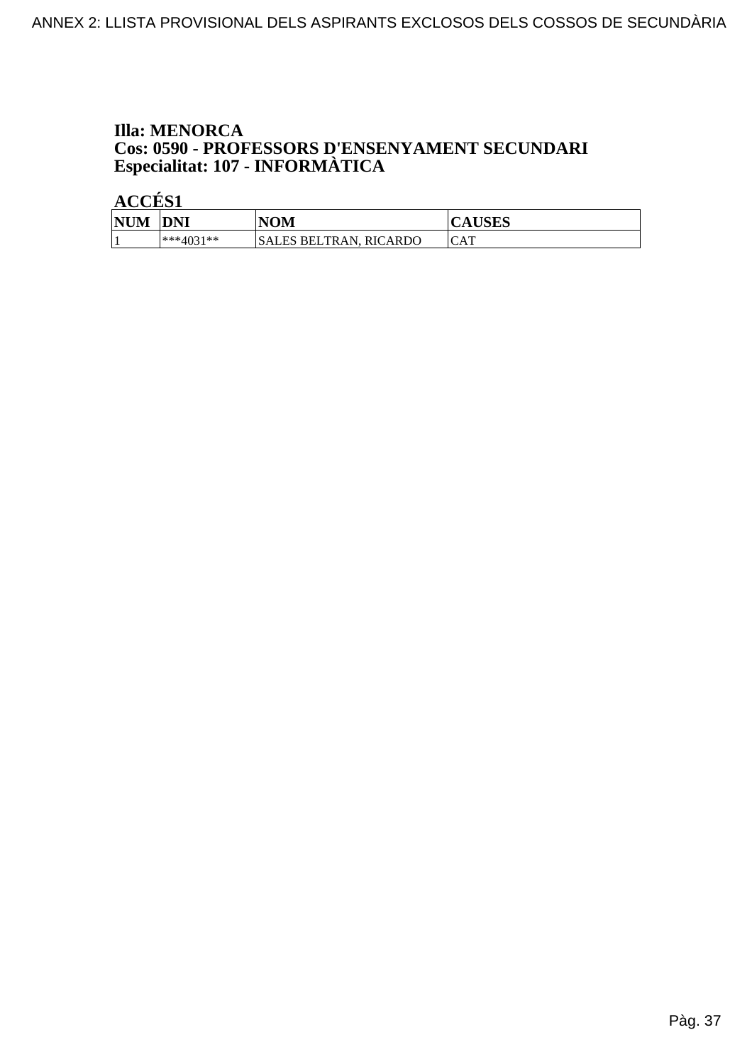**Illa: MENORCA**
**Cos: 0590 - PROFESSORS D'ENSENYAMENT SECUNDARI**
**Especialitat: 107 - INFORMÀTICA**

**ACCÉS1**

| NUM | DNI | NOM | CAUSES |
|---|---|---|---|
| 1 | ***4031** | SALES BELTRAN, RICARDO | CAT |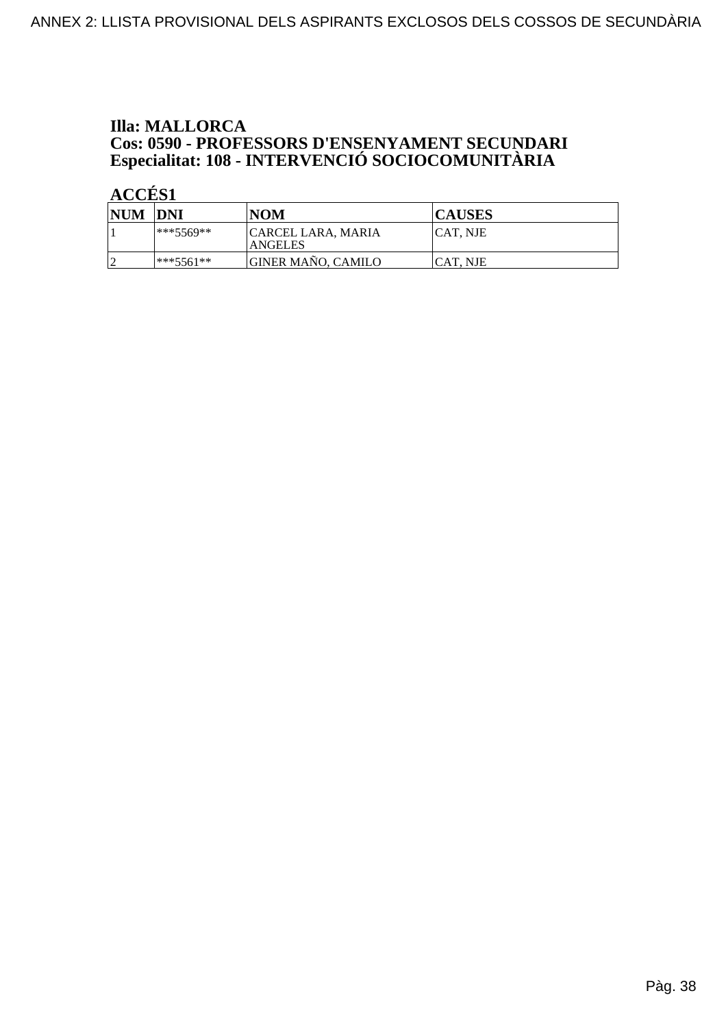**Illa: MALLORCA**
**Cos: 0590 - PROFESSORS D'ENSENYAMENT SECUNDARI**
**Especialitat: 108 - INTERVENCIÓ SOCIOCOMUNITÀRIA**

**ACCÉS1**

| NUM | DNI | NOM | CAUSES |
|---|---|---|---|
| 1 | ***5569** | CARCEL LARA, MARIA ANGELES | CAT, NJE |
| 2 | ***5561** | GINER MAÑO, CAMILO | CAT, NJE |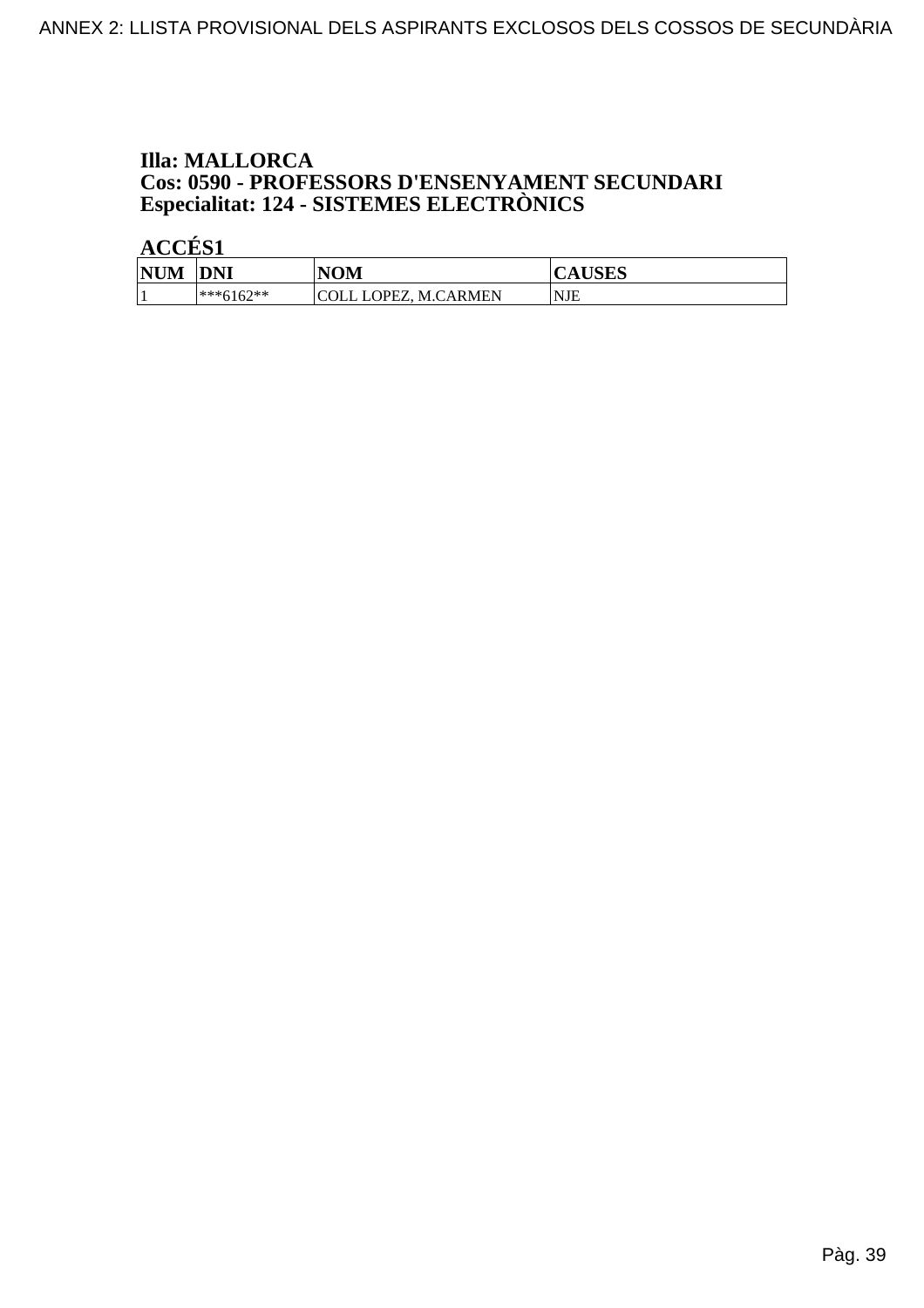**Illa: MALLORCA**
**Cos: 0590 - PROFESSORS D'ENSENYAMENT SECUNDARI**
**Especialitat: 124 - SISTEMES ELECTRÒNICS**

**ACCÉS1**

| NUM | DNI | NOM | CAUSES |
|---|---|---|---|
| 1 | ***6162** | COLL LOPEZ, M.CARMEN | NJE |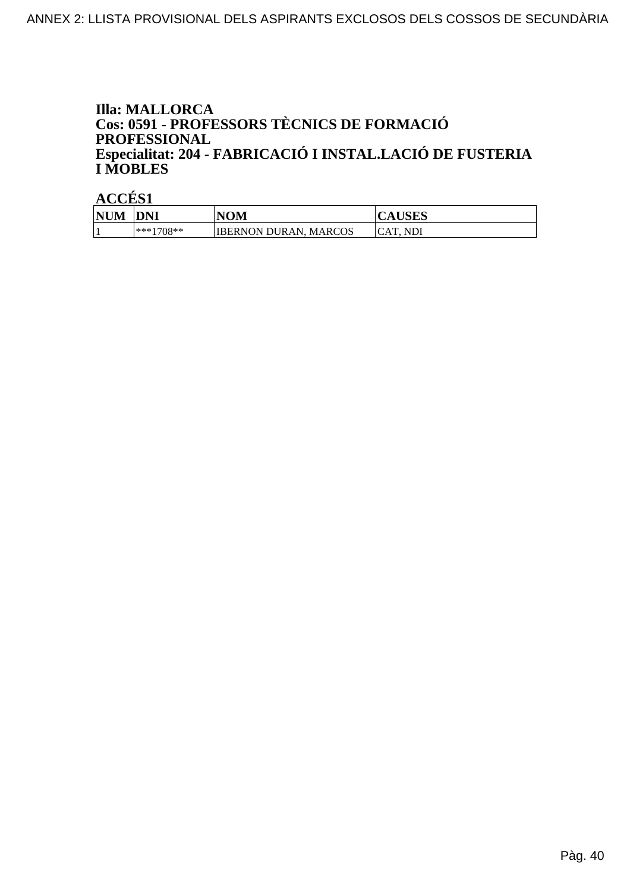**Illa: MALLORCA**
**Cos: 0591 - PROFESSORS TÈCNICS DE FORMACIÓ PROFESSIONAL**
**Especialitat: 204 - FABRICACIÓ I INSTAL.LACIÓ DE FUSTERIA I MOBLES**

**ACCÉS1**

| NUM | DNI | NOM | CAUSES |
|---|---|---|---|
| 1 | ***1708** | IBERNON DURAN, MARCOS | CAT, NDI |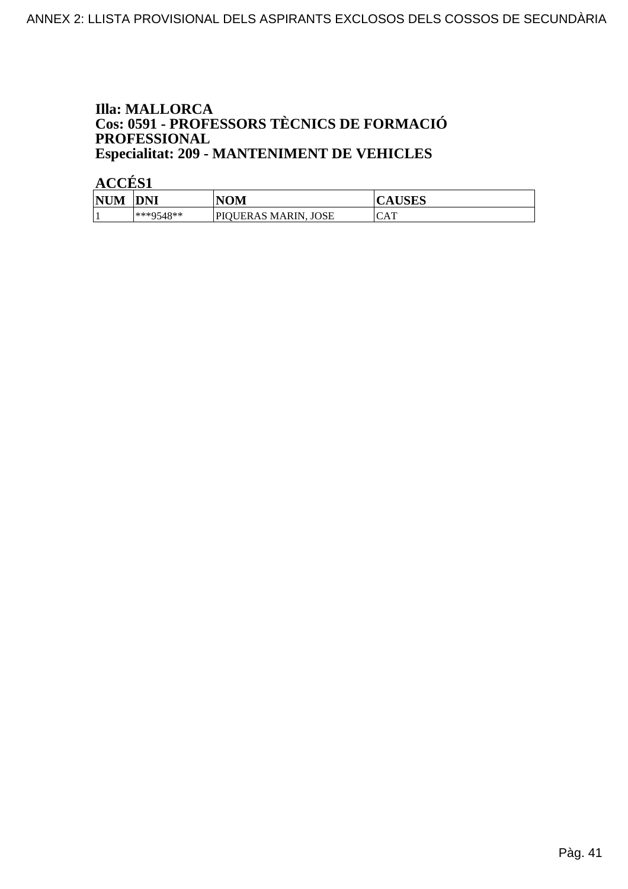**Illa: MALLORCA**
**Cos: 0591 - PROFESSORS TÈCNICS DE FORMACIÓ PROFESSIONAL**
**Especialitat: 209 - MANTENIMENT DE VEHICLES**

**ACCÉS1**

| NUM | DNI | NOM | CAUSES |
|---|---|---|---|
| 1 | ***9548** | PIQUERAS MARIN, JOSE | CAT |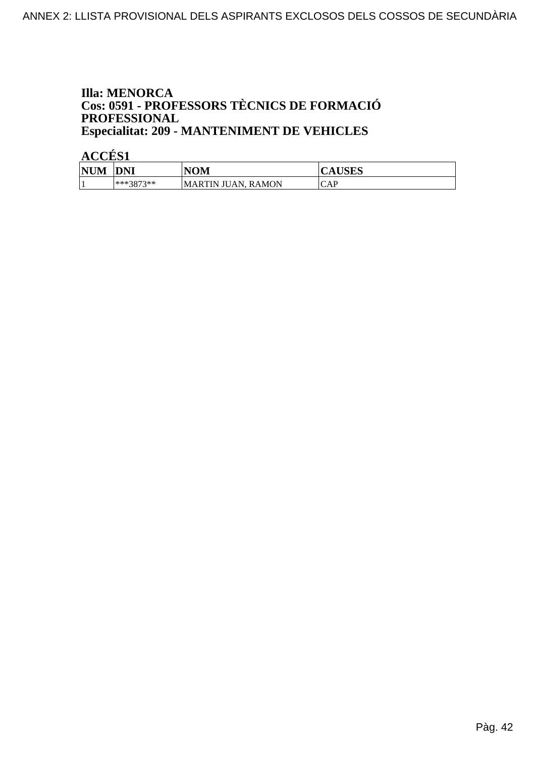**Illa: MENORCA**
**Cos: 0591 - PROFESSORS TÈCNICS DE FORMACIÓ PROFESSIONAL**
**Especialitat: 209 - MANTENIMENT DE VEHICLES**

**ACCÉS1**

| NUM | DNI | NOM | CAUSES |
|---|---|---|---|
| 1 | ***3873** | MARTIN JUAN, RAMON | CAP |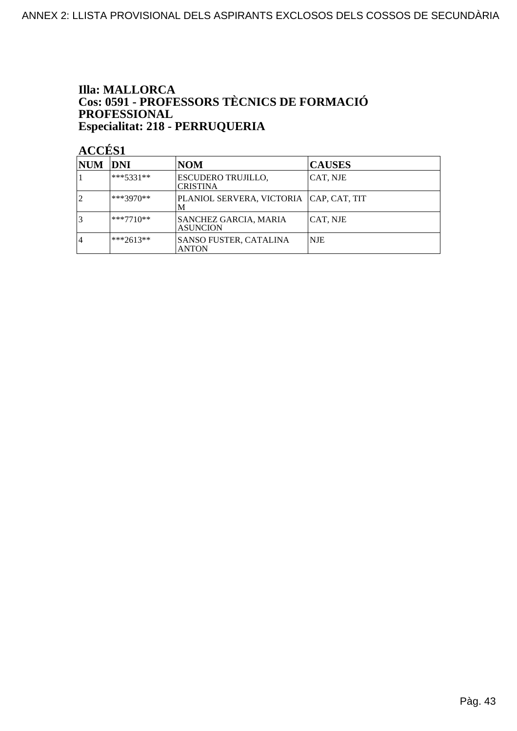**Illa: MALLORCA**
**Cos: 0591 - PROFESSORS TÈCNICS DE FORMACIÓ PROFESSIONAL**
**Especialitat: 218 - PERRUQUERIA**

**ACCÉS1**

| NUM | DNI | NOM | CAUSES |
|---|---|---|---|
| 1 | ***5331** | ESCUDERO TRUJILLO, CRISTINA | CAT, NJE |
| 2 | ***3970** | PLANIOL SERVERA, VICTORIA M | CAP, CAT, TIT |
| 3 | ***7710** | SANCHEZ GARCIA, MARIA ASUNCION | CAT, NJE |
| 4 | ***2613** | SANSO FUSTER, CATALINA ANTON | NJE |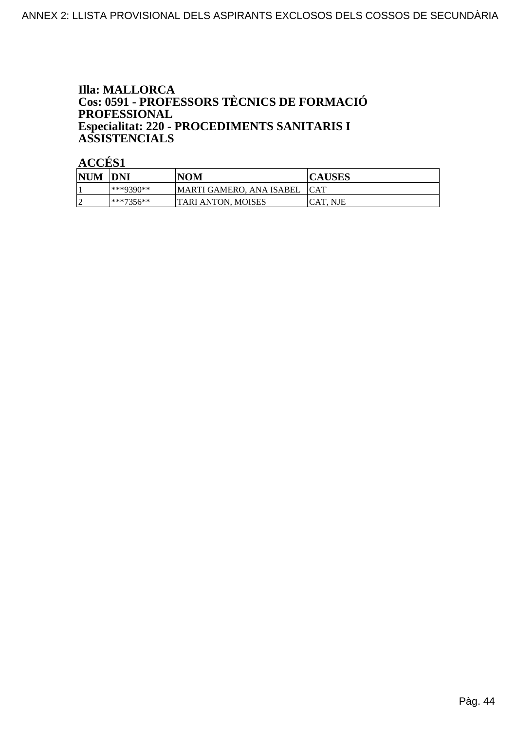**Illa: MALLORCA**
**Cos: 0591 - PROFESSORS TÈCNICS DE FORMACIÓ PROFESSIONAL**
**Especialitat: 220 - PROCEDIMENTS SANITARIS I ASSISTENCIALS**

**ACCÉS1**

| NUM | DNI | NOM | CAUSES |
|---|---|---|---|
| 1 | ***9390** | MARTI GAMERO, ANA ISABEL | CAT |
| 2 | ***7356** | TARI ANTON, MOISES | CAT, NJE |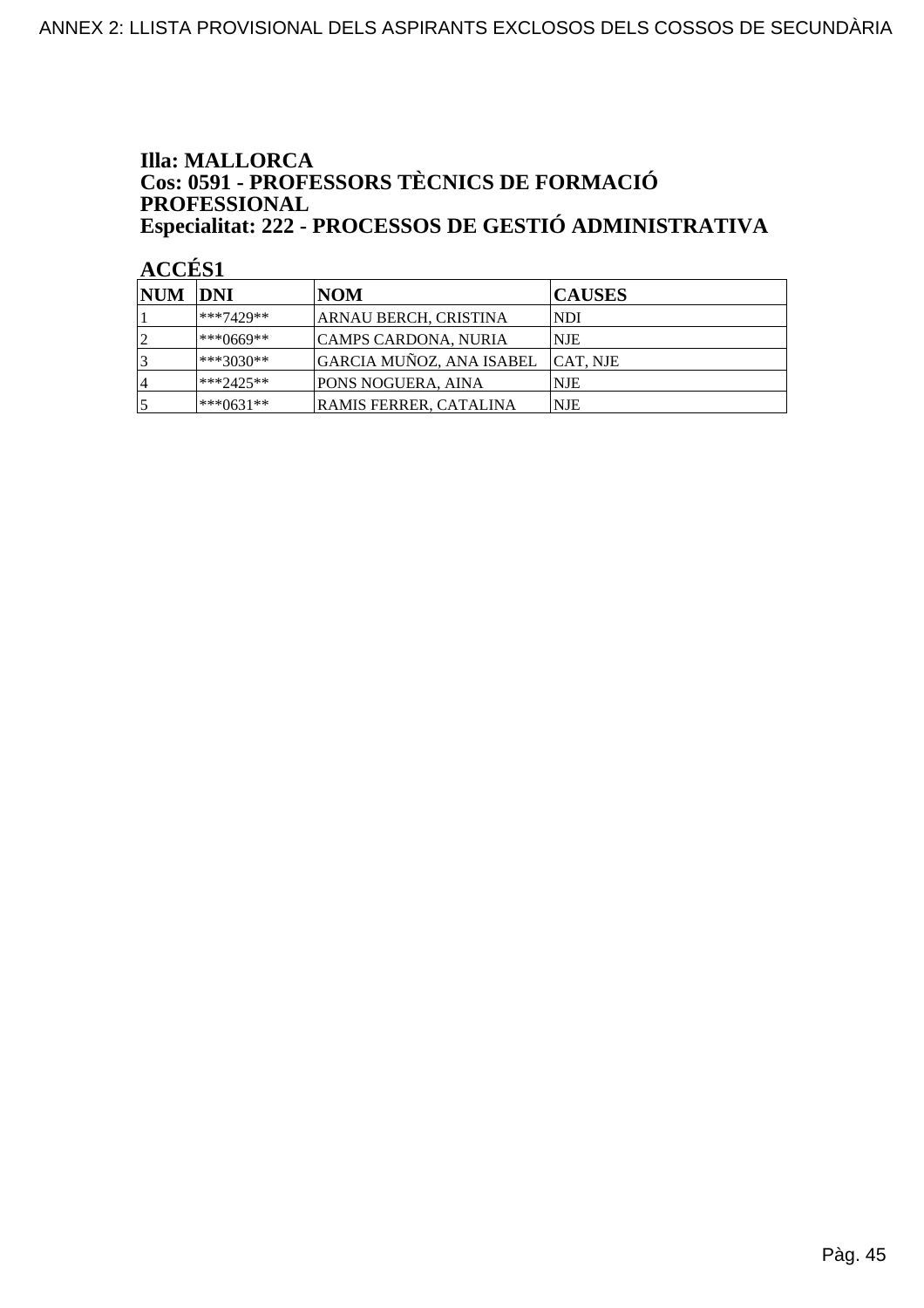**Illa: MALLORCA**
**Cos: 0591 - PROFESSORS TÈCNICS DE FORMACIÓ PROFESSIONAL**
**Especialitat: 222 - PROCESSOS DE GESTIÓ ADMINISTRATIVA**

**ACCÉS1**

| NUM | DNI | NOM | CAUSES |
|---|---|---|---|
| 1 | ***7429** | ARNAU BERCH, CRISTINA | NDI |
| 2 | ***0669** | CAMPS CARDONA, NURIA | NJE |
| 3 | ***3030** | GARCIA MUÑOZ, ANA ISABEL | CAT, NJE |
| 4 | ***2425** | PONS NOGUERA, AINA | NJE |
| 5 | ***0631** | RAMIS FERRER, CATALINA | NJE |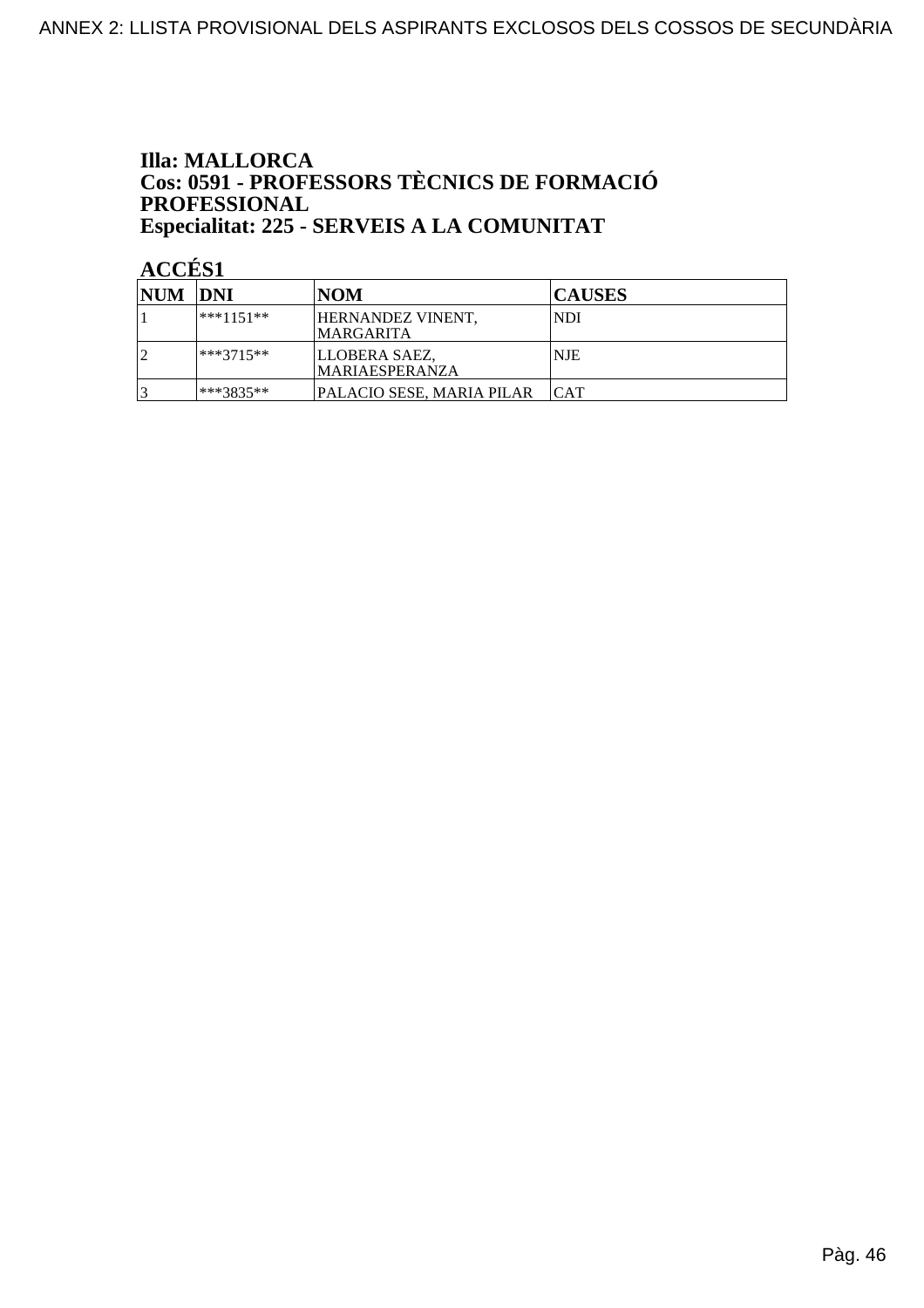**Illa: MALLORCA**
**Cos: 0591 - PROFESSORS TÈCNICS DE FORMACIÓ PROFESSIONAL**
**Especialitat: 225 - SERVEIS A LA COMUNITAT**

**ACCÉS1**

| NUM | DNI | NOM | CAUSES |
|---|---|---|---|
| 1 | ***1151** | HERNANDEZ VINENT, MARGARITA | NDI |
| 2 | ***3715** | LLOBERA SAEZ, MARIAESPERANZA | NJE |
| 3 | ***3835** | PALACIO SESE, MARIA PILAR | CAT |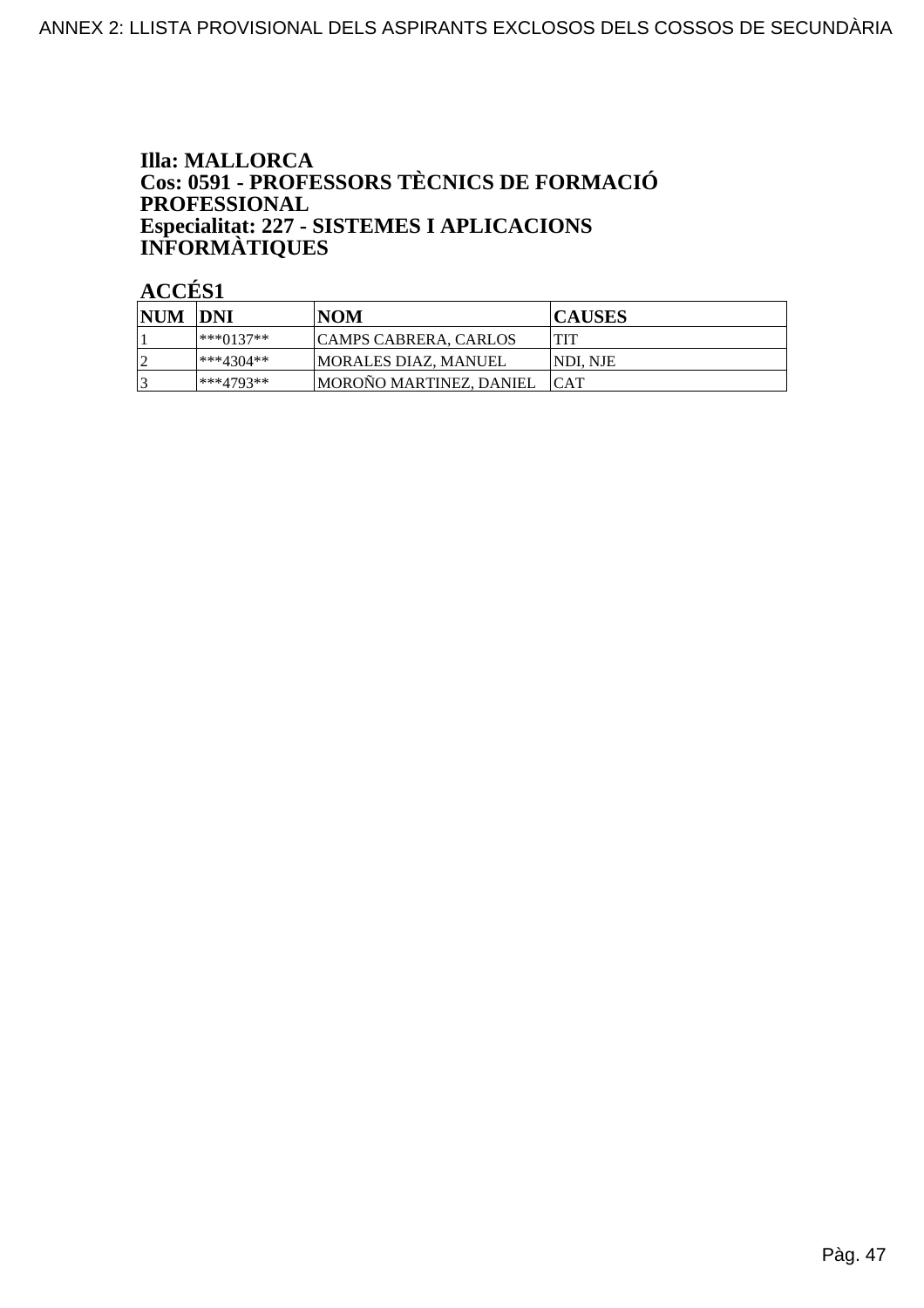**Illa: MALLORCA**
**Cos: 0591 - PROFESSORS TÈCNICS DE FORMACIÓ PROFESSIONAL**
**Especialitat: 227 - SISTEMES I APLICACIONS INFORMÀTIQUES**

**ACCÉS1**

| NUM | DNI | NOM | CAUSES |
|---|---|---|---|
| 1 | ***0137** | CAMPS CABRERA, CARLOS | TIT |
| 2 | ***4304** | MORALES DIAZ, MANUEL | NDI, NJE |
| 3 | ***4793** | MOROÑO MARTINEZ, DANIEL | CAT |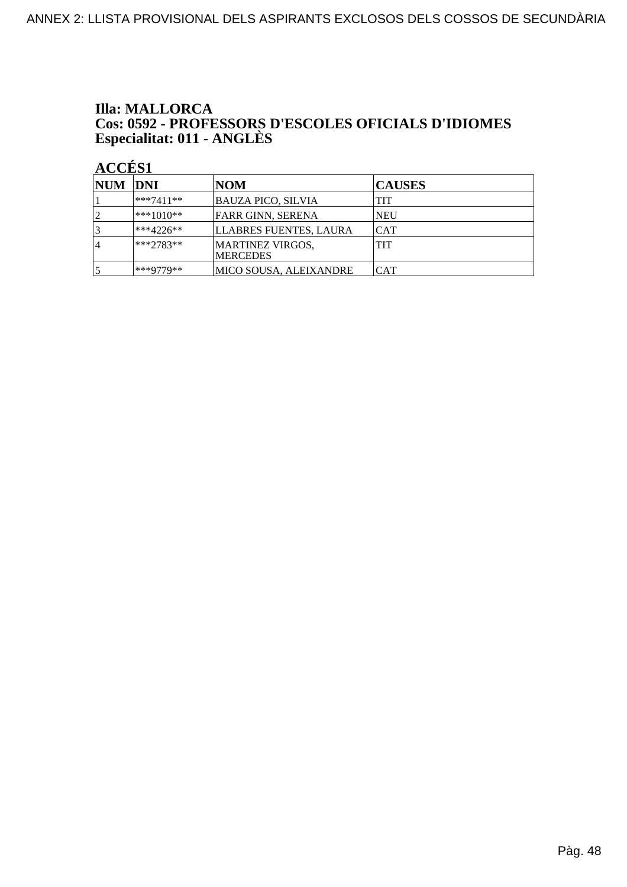# ANNEX 2: LLISTA PROVISIONAL DELS ASPIRANTS EXCLOSOS DELS COSSOS DE SECUNDÀRIA

**Illa: MALLORCA**
**Cos: 0592 - PROFESSORS D'ESCOLES OFICIALS D'IDIOMES**
**Especialitat: 011 - ANGLÈS**

**ACCÉS1**

| NUM | DNI | NOM | CAUSES |
|---|---|---|---|
| 1 | ***7411** | BAUZA PICO, SILVIA | TIT |
| 2 | ***1010** | FARR GINN, SERENA | NEU |
| 3 | ***4226** | LLABRES FUENTES, LAURA | CAT |
| 4 | ***2783** | MARTINEZ VIRGOS, MERCEDES | TIT |
| 5 | ***9779** | MICO SOUSA, ALEIXANDRE | CAT |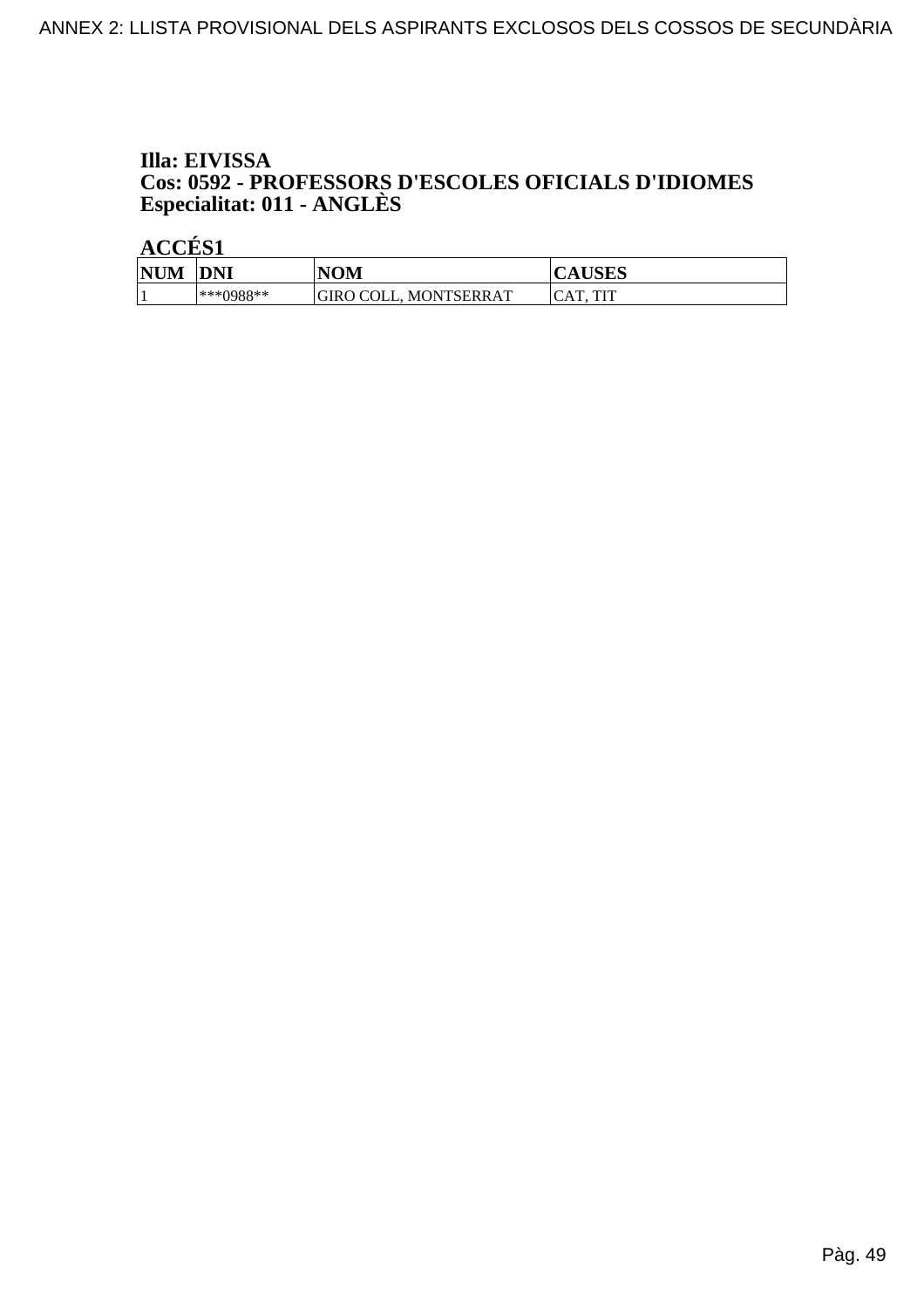**Illa: EIVISSA**
**Cos: 0592 - PROFESSORS D'ESCOLES OFICIALS D'IDIOMES**
**Especialitat: 011 - ANGLÈS**

**ACCÉS1**

| NUM | DNI | NOM | CAUSES |
|---|---|---|---|
| 1 | ***0988** | GIRO COLL, MONTSERRAT | CAT, TIT |